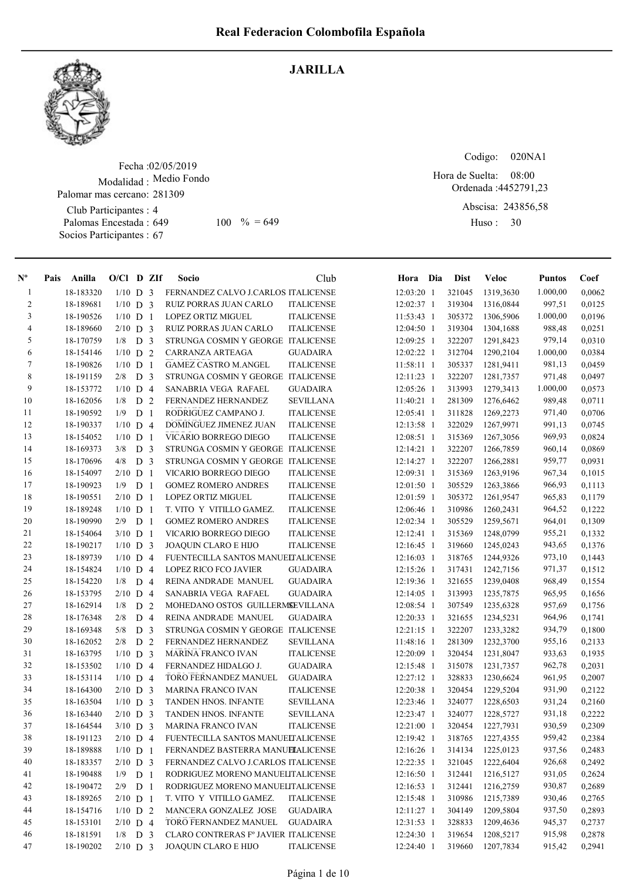# Real Federacion Colombofila Española

## JARILLA

Fecha :02/05/2019
Modalidad : Medio Fondo
Palomar mas cercano: 281309
Club Participantes : 4
Palomas Encestada : 649    100 % = 649
Socios Participantes : 67

Codigo: 020NA1
Hora de Suelta: 08:00
Ordenada :4452791,23
Abscisa: 243856,58
Huso : 30

| Nº | Pais | Anilla | O/Cl | D | ZIf | Socio | Club | Hora | Dia | Dist | Veloc | Puntos | Coef |
|---|---|---|---|---|---|---|---|---|---|---|---|---|---|
| 1 | | 18-183320 | 1/10 | D | 3 | FERNANDEZ CALVO J.CARLOS | ITALICENSE | 12:03:20 | 1 | 321045 | 1319,3630 | 1.000,00 | 0,0062 |
| 2 | | 18-189681 | 1/10 | D | 3 | RUIZ PORRAS JUAN CARLO | ITALICENSE | 12:02:37 | 1 | 319304 | 1316,0844 | 997,51 | 0,0125 |
| 3 | | 18-190526 | 1/10 | D | 1 | LOPEZ ORTIZ MIGUEL | ITALICENSE | 11:53:43 | 1 | 305372 | 1306,5906 | 1.000,00 | 0,0196 |
| 4 | | 18-189660 | 2/10 | D | 3 | RUIZ PORRAS JUAN CARLO | ITALICENSE | 12:04:50 | 1 | 319304 | 1304,1688 | 988,48 | 0,0251 |
| 5 | | 18-170759 | 1/8 | D | 3 | STRUNGA COSMIN Y GEORGE | ITALICENSE | 12:09:25 | 1 | 322207 | 1291,8423 | 979,14 | 0,0310 |
| 6 | | 18-154146 | 1/10 | D | 2 | CARRANZA ARTEAGA | GUADAIRA | 12:02:22 | 1 | 312704 | 1290,2104 | 1.000,00 | 0,0384 |
| 7 | | 18-190826 | 1/10 | D | 1 | GAMEZ CASTRO M.ANGEL | ITALICENSE | 11:58:11 | 1 | 305337 | 1281,9411 | 981,13 | 0,0459 |
| 8 | | 18-191159 | 2/8 | D | 3 | STRUNGA COSMIN Y GEORGE | ITALICENSE | 12:11:23 | 1 | 322207 | 1281,7357 | 971,48 | 0,0497 |
| 9 | | 18-153772 | 1/10 | D | 4 | SANABRIA VEGA RAFAEL | GUADAIRA | 12:05:26 | 1 | 313993 | 1279,3413 | 1.000,00 | 0,0573 |
| 10 | | 18-162056 | 1/8 | D | 2 | FERNANDEZ HERNANDEZ | SEVILLANA | 11:40:21 | 1 | 281309 | 1276,6462 | 989,48 | 0,0711 |
| 11 | | 18-190592 | 1/9 | D | 1 | RODRIGUEZ CAMPANO J. | ITALICENSE | 12:05:41 | 1 | 311828 | 1269,2273 | 971,40 | 0,0706 |
| 12 | | 18-190337 | 1/10 | D | 4 | DOMINGUEZ JIMENEZ JUAN | ITALICENSE | 12:13:58 | 1 | 322029 | 1267,9971 | 991,13 | 0,0745 |
| 13 | | 18-154052 | 1/10 | D | 1 | VICARIO BORREGO DIEGO | ITALICENSE | 12:08:51 | 1 | 315369 | 1267,3056 | 969,93 | 0,0824 |
| 14 | | 18-169373 | 3/8 | D | 3 | STRUNGA COSMIN Y GEORGE | ITALICENSE | 12:14:21 | 1 | 322207 | 1266,7859 | 960,14 | 0,0869 |
| 15 | | 18-170696 | 4/8 | D | 3 | STRUNGA COSMIN Y GEORGE | ITALICENSE | 12:14:27 | 1 | 322207 | 1266,2881 | 959,77 | 0,0931 |
| 16 | | 18-154097 | 2/10 | D | 1 | VICARIO BORREGO DIEGO | ITALICENSE | 12:09:31 | 1 | 315369 | 1263,9196 | 967,34 | 0,1015 |
| 17 | | 18-190923 | 1/9 | D | 1 | GOMEZ ROMERO ANDRES | ITALICENSE | 12:01:50 | 1 | 305529 | 1263,3866 | 966,93 | 0,1113 |
| 18 | | 18-190551 | 2/10 | D | 1 | LOPEZ ORTIZ MIGUEL | ITALICENSE | 12:01:59 | 1 | 305372 | 1261,9547 | 965,83 | 0,1179 |
| 19 | | 18-189248 | 1/10 | D | 1 | T. VITO Y VITILLO GAMEZ. | ITALICENSE | 12:06:46 | 1 | 310986 | 1260,2431 | 964,52 | 0,1222 |
| 20 | | 18-190990 | 2/9 | D | 1 | GOMEZ ROMERO ANDRES | ITALICENSE | 12:02:34 | 1 | 305529 | 1259,5671 | 964,01 | 0,1309 |
| 21 | | 18-154064 | 3/10 | D | 1 | VICARIO BORREGO DIEGO | ITALICENSE | 12:12:41 | 1 | 315369 | 1248,0799 | 955,21 | 0,1332 |
| 22 | | 18-190217 | 1/10 | D | 3 | JOAQUIN CLARO E HIJO | ITALICENSE | 12:16:45 | 1 | 319660 | 1245,0243 | 943,65 | 0,1376 |
| 23 | | 18-189739 | 1/10 | D | 4 | FUENTECILLA SANTOS MANUEL | ITALICENSE | 12:16:03 | 1 | 318765 | 1244,9326 | 973,10 | 0,1443 |
| 24 | | 18-154824 | 1/10 | D | 4 | LOPEZ RICO FCO JAVIER | GUADAIRA | 12:15:26 | 1 | 317431 | 1242,7156 | 971,37 | 0,1512 |
| 25 | | 18-154220 | 1/8 | D | 4 | REINA ANDRADE MANUEL | GUADAIRA | 12:19:36 | 1 | 321655 | 1239,0408 | 968,49 | 0,1554 |
| 26 | | 18-153795 | 2/10 | D | 4 | SANABRIA VEGA RAFAEL | GUADAIRA | 12:14:05 | 1 | 313993 | 1235,7875 | 965,95 | 0,1656 |
| 27 | | 18-162914 | 1/8 | D | 2 | MOHEDANO OSTOS GUILLERMO | SEVILLANA | 12:08:54 | 1 | 307549 | 1235,6328 | 957,69 | 0,1756 |
| 28 | | 18-176348 | 2/8 | D | 4 | REINA ANDRADE MANUEL | GUADAIRA | 12:20:33 | 1 | 321655 | 1234,5231 | 964,96 | 0,1741 |
| 29 | | 18-169348 | 5/8 | D | 3 | STRUNGA COSMIN Y GEORGE | ITALICENSE | 12:21:15 | 1 | 322207 | 1233,3282 | 934,79 | 0,1800 |
| 30 | | 18-162052 | 2/8 | D | 2 | FERNANDEZ HERNANDEZ | SEVILLANA | 11:48:16 | 1 | 281309 | 1232,3700 | 955,16 | 0,2133 |
| 31 | | 18-163795 | 1/10 | D | 3 | MARINA FRANCO IVAN | ITALICENSE | 12:20:09 | 1 | 320454 | 1231,8047 | 933,63 | 0,1935 |
| 32 | | 18-153502 | 1/10 | D | 4 | FERNANDEZ HIDALGO J. | GUADAIRA | 12:15:48 | 1 | 315078 | 1231,7357 | 962,78 | 0,2031 |
| 33 | | 18-153114 | 1/10 | D | 4 | TORO FERNANDEZ MANUEL | GUADAIRA | 12:27:12 | 1 | 328833 | 1230,6624 | 961,95 | 0,2007 |
| 34 | | 18-164300 | 2/10 | D | 3 | MARINA FRANCO IVAN | ITALICENSE | 12:20:38 | 1 | 320454 | 1229,5204 | 931,90 | 0,2122 |
| 35 | | 18-163504 | 1/10 | D | 3 | TANDEN HNOS. INFANTE | SEVILLANA | 12:23:46 | 1 | 324077 | 1228,6503 | 931,24 | 0,2160 |
| 36 | | 18-163440 | 2/10 | D | 3 | TANDEN HNOS. INFANTE | SEVILLANA | 12:23:47 | 1 | 324077 | 1228,5727 | 931,18 | 0,2222 |
| 37 | | 18-164544 | 3/10 | D | 3 | MARINA FRANCO IVAN | ITALICENSE | 12:21:00 | 1 | 320454 | 1227,7931 | 930,59 | 0,2309 |
| 38 | | 18-191123 | 2/10 | D | 4 | FUENTECILLA SANTOS MANUEL | ITALICENSE | 12:19:42 | 1 | 318765 | 1227,4355 | 959,42 | 0,2384 |
| 39 | | 18-189888 | 1/10 | D | 1 | FERNANDEZ BASTERRA MANUEL | ITALICENSE | 12:16:26 | 1 | 314134 | 1225,0123 | 937,56 | 0,2483 |
| 40 | | 18-183357 | 2/10 | D | 3 | FERNANDEZ CALVO J.CARLOS | ITALICENSE | 12:22:35 | 1 | 321045 | 1222,6404 | 926,68 | 0,2492 |
| 41 | | 18-190488 | 1/9 | D | 1 | RODRIGUEZ MORENO MANUEL | ITALICENSE | 12:16:50 | 1 | 312441 | 1216,5127 | 931,05 | 0,2624 |
| 42 | | 18-190472 | 2/9 | D | 1 | RODRIGUEZ MORENO MANUEL | ITALICENSE | 12:16:53 | 1 | 312441 | 1216,2759 | 930,87 | 0,2689 |
| 43 | | 18-189265 | 2/10 | D | 1 | T. VITO Y VITILLO GAMEZ. | ITALICENSE | 12:15:48 | 1 | 310986 | 1215,7389 | 930,46 | 0,2765 |
| 44 | | 18-154716 | 1/10 | D | 2 | MANCERA GONZALEZ JOSE | GUADAIRA | 12:11:27 | 1 | 304149 | 1209,5804 | 937,50 | 0,2893 |
| 45 | | 18-153101 | 2/10 | D | 4 | TORO FERNANDEZ MANUEL | GUADAIRA | 12:31:53 | 1 | 328833 | 1209,4636 | 945,37 | 0,2737 |
| 46 | | 18-181591 | 1/8 | D | 3 | CLARO CONTRERAS Fº JAVIER | ITALICENSE | 12:24:30 | 1 | 319654 | 1208,5217 | 915,98 | 0,2878 |
| 47 | | 18-190202 | 2/10 | D | 3 | JOAQUIN CLARO E HIJO | ITALICENSE | 12:24:40 | 1 | 319660 | 1207,7834 | 915,42 | 0,2941 |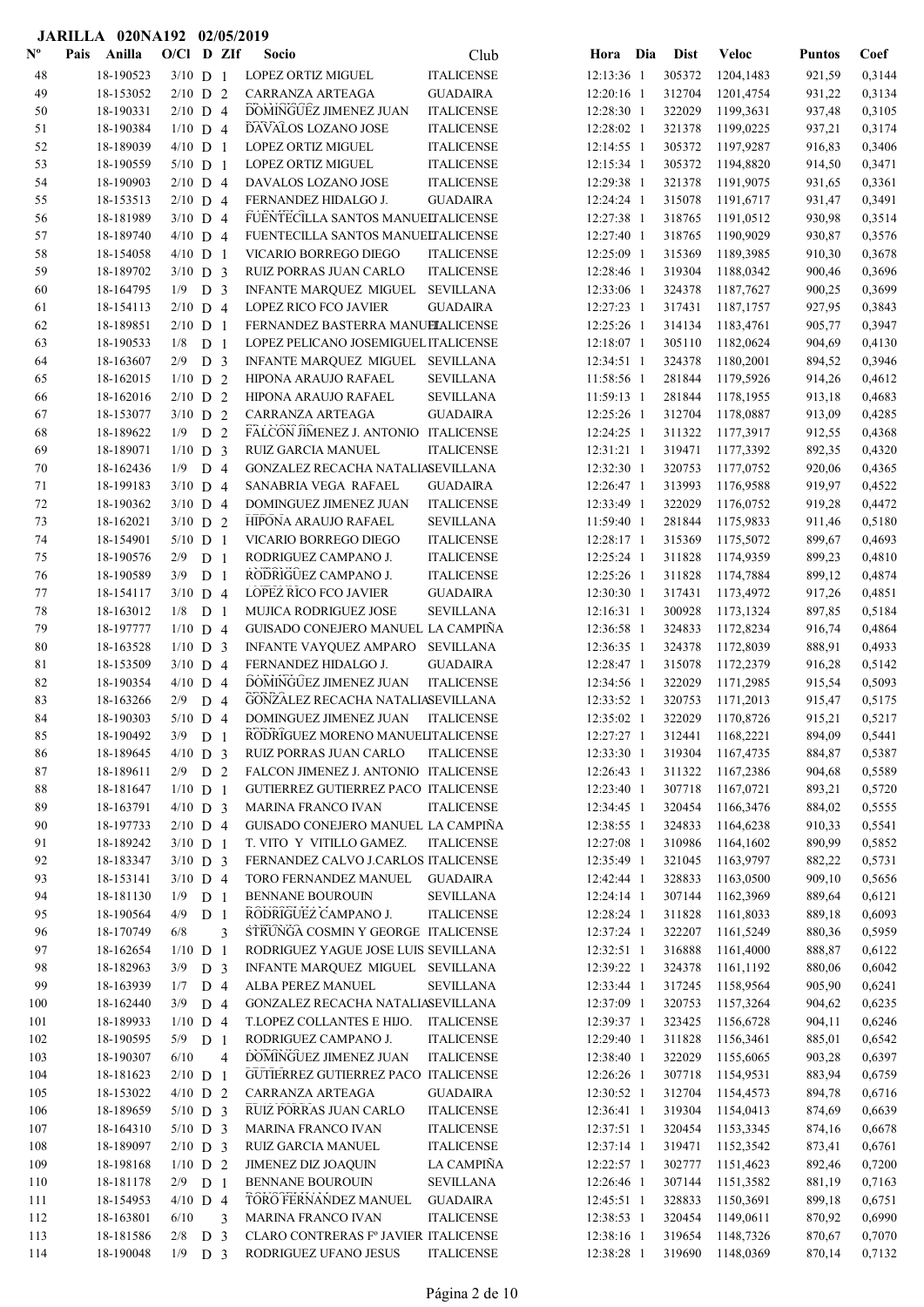**JARILLA 020NA192 02/05/2019**

| Nº | Pais | Anilla | O/Cl | D | ZIf | Socio | Club | Hora | Dia | Dist | Veloc | Puntos | Coef |
|---|---|---|---|---|---|---|---|---|---|---|---|---|---|
| 48 | | 18-190523 | 3/10 | D | 1 | LOPEZ ORTIZ MIGUEL | ITALICENSE | 12:13:36 | 1 | 305372 | 1204,1483 | 921,59 | 0,3144 |
| 49 | | 18-153052 | 2/10 | D | 2 | CARRANZA ARTEAGA | GUADAIRA | 12:20:16 | 1 | 312704 | 1201,4754 | 931,22 | 0,3134 |
| 50 | | 18-190331 | 2/10 | D | 4 | DOMINGUEZ JIMENEZ JUAN | ITALICENSE | 12:28:30 | 1 | 322029 | 1199,3631 | 937,48 | 0,3105 |
| 51 | | 18-190384 | 1/10 | D | 4 | DAVALOS LOZANO JOSE | ITALICENSE | 12:28:02 | 1 | 321378 | 1199,0225 | 937,21 | 0,3174 |
| 52 | | 18-189039 | 4/10 | D | 1 | LOPEZ ORTIZ MIGUEL | ITALICENSE | 12:14:55 | 1 | 305372 | 1197,9287 | 916,83 | 0,3406 |
| 53 | | 18-190559 | 5/10 | D | 1 | LOPEZ ORTIZ MIGUEL | ITALICENSE | 12:15:34 | 1 | 305372 | 1194,8820 | 914,50 | 0,3471 |
| 54 | | 18-190903 | 2/10 | D | 4 | DAVALOS LOZANO JOSE | ITALICENSE | 12:29:38 | 1 | 321378 | 1191,9075 | 931,65 | 0,3361 |
| 55 | | 18-153513 | 2/10 | D | 4 | FERNANDEZ HIDALGO J. | GUADAIRA | 12:24:24 | 1 | 315078 | 1191,6717 | 931,47 | 0,3491 |
| 56 | | 18-181989 | 3/10 | D | 4 | FUENTECILLA SANTOS MANUEL | ITALICENSE | 12:27:38 | 1 | 318765 | 1191,0512 | 930,98 | 0,3514 |
| 57 | | 18-189740 | 4/10 | D | 4 | FUENTECILLA SANTOS MANUEL | ITALICENSE | 12:27:40 | 1 | 318765 | 1190,9029 | 930,87 | 0,3576 |
| 58 | | 18-154058 | 4/10 | D | 1 | VICARIO BORREGO DIEGO | ITALICENSE | 12:25:09 | 1 | 315369 | 1189,3985 | 910,30 | 0,3678 |
| 59 | | 18-189702 | 3/10 | D | 3 | RUIZ PORRAS JUAN CARLO | ITALICENSE | 12:28:46 | 1 | 319304 | 1188,0342 | 900,46 | 0,3696 |
| 60 | | 18-164795 | 1/9 | D | 3 | INFANTE MARQUEZ MIGUEL | SEVILLANA | 12:33:06 | 1 | 324378 | 1187,7627 | 900,25 | 0,3699 |
| 61 | | 18-154113 | 2/10 | D | 4 | LOPEZ RICO FCO JAVIER | GUADAIRA | 12:27:23 | 1 | 317431 | 1187,1757 | 927,95 | 0,3843 |
| 62 | | 18-189851 | 2/10 | D | 1 | FERNANDEZ BASTERRA MANUEL | ITALICENSE | 12:25:26 | 1 | 314134 | 1183,4761 | 905,77 | 0,3947 |
| 63 | | 18-190533 | 1/8 | D | 1 | LOPEZ PELICANO JOSEMIGUEL | ITALICENSE | 12:18:07 | 1 | 305110 | 1182,0624 | 904,69 | 0,4130 |
| 64 | | 18-163607 | 2/9 | D | 3 | INFANTE MARQUEZ MIGUEL | SEVILLANA | 12:34:51 | 1 | 324378 | 1180,2001 | 894,52 | 0,3946 |
| 65 | | 18-162015 | 1/10 | D | 2 | HIPONA ARAUJO RAFAEL | SEVILLANA | 11:58:56 | 1 | 281844 | 1179,5926 | 914,26 | 0,4612 |
| 66 | | 18-162016 | 2/10 | D | 2 | HIPONA ARAUJO RAFAEL | SEVILLANA | 11:59:13 | 1 | 281844 | 1178,1955 | 913,18 | 0,4683 |
| 67 | | 18-153077 | 3/10 | D | 2 | CARRANZA ARTEAGA | GUADAIRA | 12:25:26 | 1 | 312704 | 1178,0887 | 913,09 | 0,4285 |
| 68 | | 18-189622 | 1/9 | D | 2 | FALCON JIMENEZ J. ANTONIO | ITALICENSE | 12:24:25 | 1 | 311322 | 1177,3917 | 912,55 | 0,4368 |
| 69 | | 18-189071 | 1/10 | D | 3 | RUIZ GARCIA MANUEL | ITALICENSE | 12:31:21 | 1 | 319471 | 1177,3392 | 892,35 | 0,4320 |
| 70 | | 18-162436 | 1/9 | D | 4 | GONZALEZ RECACHA NATALIA | SEVILLANA | 12:32:30 | 1 | 320753 | 1177,0752 | 920,06 | 0,4365 |
| 71 | | 18-199183 | 3/10 | D | 4 | SANABRIA VEGA RAFAEL | GUADAIRA | 12:26:47 | 1 | 313993 | 1176,9588 | 919,97 | 0,4522 |
| 72 | | 18-190362 | 3/10 | D | 4 | DOMINGUEZ JIMENEZ JUAN | ITALICENSE | 12:33:49 | 1 | 322029 | 1176,0752 | 919,28 | 0,4472 |
| 73 | | 18-162021 | 3/10 | D | 2 | HIPONA ARAUJO RAFAEL | SEVILLANA | 11:59:40 | 1 | 281844 | 1175,9833 | 911,46 | 0,5180 |
| 74 | | 18-154901 | 5/10 | D | 1 | VICARIO BORREGO DIEGO | ITALICENSE | 12:28:17 | 1 | 315369 | 1175,5072 | 899,67 | 0,4693 |
| 75 | | 18-190576 | 2/9 | D | 1 | RODRIGUEZ CAMPANO J. | ITALICENSE | 12:25:24 | 1 | 311828 | 1174,9359 | 899,23 | 0,4810 |
| 76 | | 18-190589 | 3/9 | D | 1 | RODRIGUEZ CAMPANO J. | ITALICENSE | 12:25:26 | 1 | 311828 | 1174,7884 | 899,12 | 0,4874 |
| 77 | | 18-154117 | 3/10 | D | 4 | LOPEZ RICO FCO JAVIER | GUADAIRA | 12:30:30 | 1 | 317431 | 1173,4972 | 917,26 | 0,4851 |
| 78 | | 18-163012 | 1/8 | D | 1 | MUJICA RODRIGUEZ JOSE | SEVILLANA | 12:16:31 | 1 | 300928 | 1173,1324 | 897,85 | 0,5184 |
| 79 | | 18-197777 | 1/10 | D | 4 | GUISADO CONEJERO MANUEL | LA CAMPIÑA | 12:36:58 | 1 | 324833 | 1172,8234 | 916,74 | 0,4864 |
| 80 | | 18-163528 | 1/10 | D | 3 | INFANTE VAYQUEZ AMPARO | SEVILLANA | 12:36:35 | 1 | 324378 | 1172,8039 | 888,91 | 0,4933 |
| 81 | | 18-153509 | 3/10 | D | 4 | FERNANDEZ HIDALGO J. | GUADAIRA | 12:28:47 | 1 | 315078 | 1172,2379 | 916,28 | 0,5142 |
| 82 | | 18-190354 | 4/10 | D | 4 | DOMINGUEZ JIMENEZ JUAN | ITALICENSE | 12:34:56 | 1 | 322029 | 1171,2985 | 915,54 | 0,5093 |
| 83 | | 18-163266 | 2/9 | D | 4 | GONZALEZ RECACHA NATALIA | SEVILLANA | 12:33:52 | 1 | 320753 | 1171,2013 | 915,47 | 0,5175 |
| 84 | | 18-190303 | 5/10 | D | 4 | DOMINGUEZ JIMENEZ JUAN | ITALICENSE | 12:35:02 | 1 | 322029 | 1170,8726 | 915,21 | 0,5217 |
| 85 | | 18-190492 | 3/9 | D | 1 | RODRIGUEZ MORENO MANUEL | ITALICENSE | 12:27:27 | 1 | 312441 | 1168,2221 | 894,09 | 0,5441 |
| 86 | | 18-189645 | 4/10 | D | 3 | RUIZ PORRAS JUAN CARLO | ITALICENSE | 12:33:30 | 1 | 319304 | 1167,4735 | 884,87 | 0,5387 |
| 87 | | 18-189611 | 2/9 | D | 2 | FALCON JIMENEZ J. ANTONIO | ITALICENSE | 12:26:43 | 1 | 311322 | 1167,2386 | 904,68 | 0,5589 |
| 88 | | 18-181647 | 1/10 | D | 1 | GUTIERREZ GUTIERREZ PACO | ITALICENSE | 12:23:40 | 1 | 307718 | 1167,0721 | 893,21 | 0,5720 |
| 89 | | 18-163791 | 4/10 | D | 3 | MARINA FRANCO IVAN | ITALICENSE | 12:34:45 | 1 | 320454 | 1166,3476 | 884,02 | 0,5555 |
| 90 | | 18-197733 | 2/10 | D | 4 | GUISADO CONEJERO MANUEL | LA CAMPIÑA | 12:38:55 | 1 | 324833 | 1164,6238 | 910,33 | 0,5541 |
| 91 | | 18-189242 | 3/10 | D | 1 | T. VITO Y VITILLO GAMEZ. | ITALICENSE | 12:27:08 | 1 | 310986 | 1164,1602 | 890,99 | 0,5852 |
| 92 | | 18-183347 | 3/10 | D | 3 | FERNANDEZ CALVO J.CARLOS | ITALICENSE | 12:35:49 | 1 | 321045 | 1163,9797 | 882,22 | 0,5731 |
| 93 | | 18-153141 | 3/10 | D | 4 | TORO FERNANDEZ MANUEL | GUADAIRA | 12:42:44 | 1 | 328833 | 1163,0500 | 909,10 | 0,5656 |
| 94 | | 18-181130 | 1/9 | D | 1 | BENNANE BOUROUIN | SEVILLANA | 12:24:14 | 1 | 307144 | 1162,3969 | 889,64 | 0,6121 |
| 95 | | 18-190564 | 4/9 | D | 1 | RODRIGUEZ CAMPANO J. | ITALICENSE | 12:28:24 | 1 | 311828 | 1161,8033 | 889,18 | 0,6093 |
| 96 | | 18-170749 | 6/8 | | 3 | STRUNGA COSMIN Y GEORGE | ITALICENSE | 12:37:24 | 1 | 322207 | 1161,5249 | 880,36 | 0,5959 |
| 97 | | 18-162654 | 1/10 | D | 1 | RODRIGUEZ YAGUE JOSE LUIS | SEVILLANA | 12:32:51 | 1 | 316888 | 1161,4000 | 888,87 | 0,6122 |
| 98 | | 18-182963 | 3/9 | D | 3 | INFANTE MARQUEZ MIGUEL | SEVILLANA | 12:39:22 | 1 | 324378 | 1161,1192 | 880,06 | 0,6042 |
| 99 | | 18-163939 | 1/7 | D | 4 | ALBA PEREZ MANUEL | SEVILLANA | 12:33:44 | 1 | 317245 | 1158,9564 | 905,90 | 0,6241 |
| 100 | | 18-162440 | 3/9 | D | 4 | GONZALEZ RECACHA NATALIA | SEVILLANA | 12:37:09 | 1 | 320753 | 1157,3264 | 904,62 | 0,6235 |
| 101 | | 18-189933 | 1/10 | D | 4 | T.LOPEZ COLLANTES E HIJO. | ITALICENSE | 12:39:37 | 1 | 323425 | 1156,6728 | 904,11 | 0,6246 |
| 102 | | 18-190595 | 5/9 | D | 1 | RODRIGUEZ CAMPANO J. | ITALICENSE | 12:29:40 | 1 | 311828 | 1156,3461 | 885,01 | 0,6542 |
| 103 | | 18-190307 | 6/10 | | 4 | DOMINGUEZ JIMENEZ JUAN | ITALICENSE | 12:38:40 | 1 | 322029 | 1155,6065 | 903,28 | 0,6397 |
| 104 | | 18-181623 | 2/10 | D | 1 | GUTIERREZ GUTIERREZ PACO | ITALICENSE | 12:26:26 | 1 | 307718 | 1154,9531 | 883,94 | 0,6759 |
| 105 | | 18-153022 | 4/10 | D | 2 | CARRANZA ARTEAGA | GUADAIRA | 12:30:52 | 1 | 312704 | 1154,4573 | 894,78 | 0,6716 |
| 106 | | 18-189659 | 5/10 | D | 3 | RUIZ PORRAS JUAN CARLO | ITALICENSE | 12:36:41 | 1 | 319304 | 1154,0413 | 874,69 | 0,6639 |
| 107 | | 18-164310 | 5/10 | D | 3 | MARINA FRANCO IVAN | ITALICENSE | 12:37:51 | 1 | 320454 | 1153,3345 | 874,16 | 0,6678 |
| 108 | | 18-189097 | 2/10 | D | 3 | RUIZ GARCIA MANUEL | ITALICENSE | 12:37:14 | 1 | 319471 | 1152,3542 | 873,41 | 0,6761 |
| 109 | | 18-198168 | 1/10 | D | 2 | JIMENEZ DIZ JOAQUIN | LA CAMPIÑA | 12:22:57 | 1 | 302777 | 1151,4623 | 892,46 | 0,7200 |
| 110 | | 18-181178 | 2/9 | D | 1 | BENNANE BOUROUIN | SEVILLANA | 12:26:46 | 1 | 307144 | 1151,3582 | 881,19 | 0,7163 |
| 111 | | 18-154953 | 4/10 | D | 4 | TORO FERNANDEZ MANUEL | GUADAIRA | 12:45:51 | 1 | 328833 | 1150,3691 | 899,18 | 0,6751 |
| 112 | | 18-163801 | 6/10 | | 3 | MARINA FRANCO IVAN | ITALICENSE | 12:38:53 | 1 | 320454 | 1149,0611 | 870,92 | 0,6990 |
| 113 | | 18-181586 | 2/8 | D | 3 | CLARO CONTRERAS Fº JAVIER | ITALICENSE | 12:38:16 | 1 | 319654 | 1148,7326 | 870,67 | 0,7070 |
| 114 | | 18-190048 | 1/9 | D | 3 | RODRIGUEZ UFANO JESUS | ITALICENSE | 12:38:28 | 1 | 319690 | 1148,0369 | 870,14 | 0,7132 |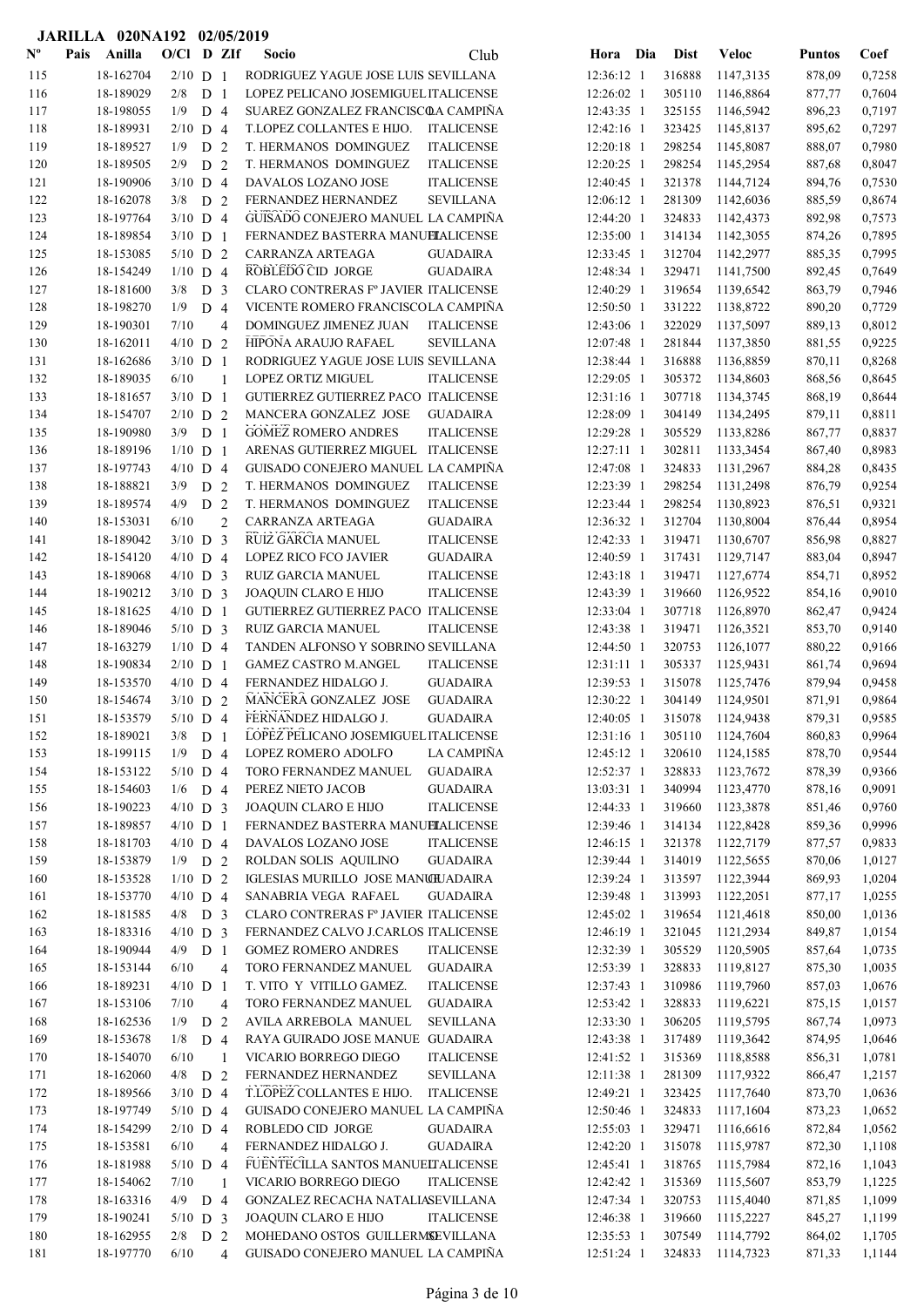**JARILLA 020NA192 02/05/2019**

| Nº | Pais | Anilla | O/Cl | D | ZIf | Socio | Club | Hora | Dia | Dist | Veloc | Puntos | Coef |
|---|---|---|---|---|---|---|---|---|---|---|---|---|---|
| 115 | | 18-162704 | 2/10 | D | 1 | RODRIGUEZ YAGUE JOSE LUIS | SEVILLANA | 12:36:12 | 1 | 316888 | 1147,3135 | 878,09 | 0,7258 |
| 116 | | 18-189029 | 2/8 | D | 1 | LOPEZ PELICANO JOSEMIGUEL | ITALICENSE | 12:26:02 | 1 | 305110 | 1146,8864 | 877,77 | 0,7604 |
| 117 | | 18-198055 | 1/9 | D | 4 | SUAREZ GONZALEZ FRANCISCO | LA CAMPIÑA | 12:43:35 | 1 | 325155 | 1146,5942 | 896,23 | 0,7197 |
| 118 | | 18-189931 | 2/10 | D | 4 | T.LOPEZ COLLANTES E HIJO. | ITALICENSE | 12:42:16 | 1 | 323425 | 1145,8137 | 895,62 | 0,7297 |
| 119 | | 18-189527 | 1/9 | D | 2 | T. HERMANOS DOMINGUEZ | ITALICENSE | 12:20:18 | 1 | 298254 | 1145,8087 | 888,07 | 0,7980 |
| 120 | | 18-189505 | 2/9 | D | 2 | T. HERMANOS DOMINGUEZ | ITALICENSE | 12:20:25 | 1 | 298254 | 1145,2954 | 887,68 | 0,8047 |
| 121 | | 18-190906 | 3/10 | D | 4 | DAVALOS LOZANO JOSE | ITALICENSE | 12:40:45 | 1 | 321378 | 1144,7124 | 894,76 | 0,7530 |
| 122 | | 18-162078 | 3/8 | D | 2 | FERNANDEZ HERNANDEZ | SEVILLANA | 12:06:12 | 1 | 281309 | 1142,6036 | 885,59 | 0,8674 |
| 123 | | 18-197764 | 3/10 | D | 4 | GUISADO CONEJERO MANUEL | LA CAMPIÑA | 12:44:20 | 1 | 324833 | 1142,4373 | 892,98 | 0,7573 |
| 124 | | 18-189854 | 3/10 | D | 1 | FERNANDEZ BASTERRA MANUEL | ITALICENSE | 12:35:00 | 1 | 314134 | 1142,3055 | 874,26 | 0,7895 |
| 125 | | 18-153085 | 5/10 | D | 2 | CARRANZA ARTEAGA | GUADAIRA | 12:33:45 | 1 | 312704 | 1142,2977 | 885,35 | 0,7995 |
| 126 | | 18-154249 | 1/10 | D | 4 | ROBLEDO CID JORGE | GUADAIRA | 12:48:34 | 1 | 329471 | 1141,7500 | 892,45 | 0,7649 |
| 127 | | 18-181600 | 3/8 | D | 3 | CLARO CONTRERAS Fº JAVIER | ITALICENSE | 12:40:29 | 1 | 319654 | 1139,6542 | 863,79 | 0,7946 |
| 128 | | 18-198270 | 1/9 | D | 4 | VICENTE ROMERO FRANCISCO | LA CAMPIÑA | 12:50:50 | 1 | 331222 | 1138,8722 | 890,20 | 0,7729 |
| 129 | | 18-190301 | 7/10 | | 4 | DOMINGUEZ JIMENEZ JUAN | ITALICENSE | 12:43:06 | 1 | 322029 | 1137,5097 | 889,13 | 0,8012 |
| 130 | | 18-162011 | 4/10 | D | 2 | HIPONA ARAUJO RAFAEL | SEVILLANA | 12:07:48 | 1 | 281844 | 1137,3850 | 881,55 | 0,9225 |
| 131 | | 18-162686 | 3/10 | D | 1 | RODRIGUEZ YAGUE JOSE LUIS | SEVILLANA | 12:38:44 | 1 | 316888 | 1136,8859 | 870,11 | 0,8268 |
| 132 | | 18-189035 | 6/10 | | 1 | LOPEZ ORTIZ MIGUEL | ITALICENSE | 12:29:05 | 1 | 305372 | 1134,8603 | 868,56 | 0,8645 |
| 133 | | 18-181657 | 3/10 | D | 1 | GUTIERREZ GUTIERREZ PACO | ITALICENSE | 12:31:16 | 1 | 307718 | 1134,3745 | 868,19 | 0,8644 |
| 134 | | 18-154707 | 2/10 | D | 2 | MANCERA GONZALEZ JOSE | GUADAIRA | 12:28:09 | 1 | 304149 | 1134,2495 | 879,11 | 0,8811 |
| 135 | | 18-190980 | 3/9 | D | 1 | GOMEZ ROMERO ANDRES | ITALICENSE | 12:29:28 | 1 | 305529 | 1133,8286 | 867,77 | 0,8837 |
| 136 | | 18-189196 | 1/10 | D | 1 | ARENAS GUTIERREZ MIGUEL | ITALICENSE | 12:27:11 | 1 | 302811 | 1133,3454 | 867,40 | 0,8983 |
| 137 | | 18-197743 | 4/10 | D | 4 | GUISADO CONEJERO MANUEL | LA CAMPIÑA | 12:47:08 | 1 | 324833 | 1131,2967 | 884,28 | 0,8435 |
| 138 | | 18-188821 | 3/9 | D | 2 | T. HERMANOS DOMINGUEZ | ITALICENSE | 12:23:39 | 1 | 298254 | 1131,2498 | 876,79 | 0,9254 |
| 139 | | 18-189574 | 4/9 | D | 2 | T. HERMANOS DOMINGUEZ | ITALICENSE | 12:23:44 | 1 | 298254 | 1130,8923 | 876,51 | 0,9321 |
| 140 | | 18-153031 | 6/10 | | 2 | CARRANZA ARTEAGA | GUADAIRA | 12:36:32 | 1 | 312704 | 1130,8004 | 876,44 | 0,8954 |
| 141 | | 18-189042 | 3/10 | D | 3 | RUIZ GARCIA MANUEL | ITALICENSE | 12:42:33 | 1 | 319471 | 1130,6707 | 856,98 | 0,8827 |
| 142 | | 18-154120 | 4/10 | D | 4 | LOPEZ RICO FCO JAVIER | GUADAIRA | 12:40:59 | 1 | 317431 | 1129,7147 | 883,04 | 0,8947 |
| 143 | | 18-189068 | 4/10 | D | 3 | RUIZ GARCIA MANUEL | ITALICENSE | 12:43:18 | 1 | 319471 | 1127,6774 | 854,71 | 0,8952 |
| 144 | | 18-190212 | 3/10 | D | 3 | JOAQUIN CLARO E HIJO | ITALICENSE | 12:43:39 | 1 | 319660 | 1126,9522 | 854,16 | 0,9010 |
| 145 | | 18-181625 | 4/10 | D | 1 | GUTIERREZ GUTIERREZ PACO | ITALICENSE | 12:33:04 | 1 | 307718 | 1126,8970 | 862,47 | 0,9424 |
| 146 | | 18-189046 | 5/10 | D | 3 | RUIZ GARCIA MANUEL | ITALICENSE | 12:43:38 | 1 | 319471 | 1126,3521 | 853,70 | 0,9140 |
| 147 | | 18-163279 | 1/10 | D | 4 | TANDEN ALFONSO Y SOBRINO | SEVILLANA | 12:44:50 | 1 | 320753 | 1126,1077 | 880,22 | 0,9166 |
| 148 | | 18-190834 | 2/10 | D | 1 | GAMEZ CASTRO M.ANGEL | ITALICENSE | 12:31:11 | 1 | 305337 | 1125,9431 | 861,74 | 0,9694 |
| 149 | | 18-153570 | 4/10 | D | 4 | FERNANDEZ HIDALGO J. | GUADAIRA | 12:39:53 | 1 | 315078 | 1125,7476 | 879,94 | 0,9458 |
| 150 | | 18-154674 | 3/10 | D | 2 | MANCERA GONZALEZ JOSE | GUADAIRA | 12:30:22 | 1 | 304149 | 1124,9501 | 871,91 | 0,9864 |
| 151 | | 18-153579 | 5/10 | D | 4 | FERNANDEZ HIDALGO J. | GUADAIRA | 12:40:05 | 1 | 315078 | 1124,9438 | 879,31 | 0,9585 |
| 152 | | 18-189021 | 3/8 | D | 1 | LOPEZ PELICANO JOSEMIGUEL | ITALICENSE | 12:31:16 | 1 | 305110 | 1124,7604 | 860,83 | 0,9964 |
| 153 | | 18-199115 | 1/9 | D | 4 | LOPEZ ROMERO ADOLFO | LA CAMPIÑA | 12:45:12 | 1 | 320610 | 1124,1585 | 878,70 | 0,9544 |
| 154 | | 18-153122 | 5/10 | D | 4 | TORO FERNANDEZ MANUEL | GUADAIRA | 12:52:37 | 1 | 328833 | 1123,7672 | 878,39 | 0,9366 |
| 155 | | 18-154603 | 1/6 | D | 4 | PEREZ NIETO JACOB | GUADAIRA | 13:03:31 | 1 | 340994 | 1123,4770 | 878,16 | 0,9091 |
| 156 | | 18-190223 | 4/10 | D | 3 | JOAQUIN CLARO E HIJO | ITALICENSE | 12:44:33 | 1 | 319660 | 1123,3878 | 851,46 | 0,9760 |
| 157 | | 18-189857 | 4/10 | D | 1 | FERNANDEZ BASTERRA MANUEL | ITALICENSE | 12:39:46 | 1 | 314134 | 1122,8428 | 859,36 | 0,9996 |
| 158 | | 18-181703 | 4/10 | D | 4 | DAVALOS LOZANO JOSE | ITALICENSE | 12:46:15 | 1 | 321378 | 1122,7179 | 877,57 | 0,9833 |
| 159 | | 18-153879 | 1/9 | D | 2 | ROLDAN SOLIS AQUILINO | GUADAIRA | 12:39:44 | 1 | 314019 | 1122,5655 | 870,06 | 1,0127 |
| 160 | | 18-153528 | 1/10 | D | 2 | IGLESIAS MURILLO JOSE MANUEL | GUADAIRA | 12:39:24 | 1 | 313597 | 1122,3944 | 869,93 | 1,0204 |
| 161 | | 18-153770 | 4/10 | D | 4 | SANABRIA VEGA RAFAEL | GUADAIRA | 12:39:48 | 1 | 313993 | 1122,2051 | 877,17 | 1,0255 |
| 162 | | 18-181585 | 4/8 | D | 3 | CLARO CONTRERAS Fº JAVIER | ITALICENSE | 12:45:02 | 1 | 319654 | 1121,4618 | 850,00 | 1,0136 |
| 163 | | 18-183316 | 4/10 | D | 3 | FERNANDEZ CALVO J.CARLOS | ITALICENSE | 12:46:19 | 1 | 321045 | 1121,2934 | 849,87 | 1,0154 |
| 164 | | 18-190944 | 4/9 | D | 1 | GOMEZ ROMERO ANDRES | ITALICENSE | 12:32:39 | 1 | 305529 | 1120,5905 | 857,64 | 1,0735 |
| 165 | | 18-153144 | 6/10 | | 4 | TORO FERNANDEZ MANUEL | GUADAIRA | 12:53:39 | 1 | 328833 | 1119,8127 | 875,30 | 1,0035 |
| 166 | | 18-189231 | 4/10 | D | 1 | T. VITO Y VITILLO GAMEZ. | ITALICENSE | 12:37:43 | 1 | 310986 | 1119,7960 | 857,03 | 1,0676 |
| 167 | | 18-153106 | 7/10 | | 4 | TORO FERNANDEZ MANUEL | GUADAIRA | 12:53:42 | 1 | 328833 | 1119,6221 | 875,15 | 1,0157 |
| 168 | | 18-162536 | 1/9 | D | 2 | AVILA ARREBOLA MANUEL | SEVILLANA | 12:33:30 | 1 | 306205 | 1119,5795 | 867,74 | 1,0973 |
| 169 | | 18-153678 | 1/8 | D | 4 | RAYA GUIRADO JOSE MANUE | GUADAIRA | 12:43:38 | 1 | 317489 | 1119,3642 | 874,95 | 1,0646 |
| 170 | | 18-154070 | 6/10 | | 1 | VICARIO BORREGO DIEGO | ITALICENSE | 12:41:52 | 1 | 315369 | 1118,8588 | 856,31 | 1,0781 |
| 171 | | 18-162060 | 4/8 | D | 2 | FERNANDEZ HERNANDEZ | SEVILLANA | 12:11:38 | 1 | 281309 | 1117,9322 | 866,47 | 1,2157 |
| 172 | | 18-189566 | 3/10 | D | 4 | T.LOPEZ COLLANTES E HIJO. | ITALICENSE | 12:49:21 | 1 | 323425 | 1117,7640 | 873,70 | 1,0636 |
| 173 | | 18-197749 | 5/10 | D | 4 | GUISADO CONEJERO MANUEL | LA CAMPIÑA | 12:50:46 | 1 | 324833 | 1117,1604 | 873,23 | 1,0652 |
| 174 | | 18-154299 | 2/10 | D | 4 | ROBLEDO CID JORGE | GUADAIRA | 12:55:03 | 1 | 329471 | 1116,6616 | 872,84 | 1,0562 |
| 175 | | 18-153581 | 6/10 | | 4 | FERNANDEZ HIDALGO J. | GUADAIRA | 12:42:20 | 1 | 315078 | 1115,9787 | 872,30 | 1,1108 |
| 176 | | 18-181988 | 5/10 | D | 4 | FUENTECILLA SANTOS MANUEL | ITALICENSE | 12:45:41 | 1 | 318765 | 1115,7984 | 872,16 | 1,1043 |
| 177 | | 18-154062 | 7/10 | | 1 | VICARIO BORREGO DIEGO | ITALICENSE | 12:42:42 | 1 | 315369 | 1115,5607 | 853,79 | 1,1225 |
| 178 | | 18-163316 | 4/9 | D | 4 | GONZALEZ RECACHA NATALIA | SEVILLANA | 12:47:34 | 1 | 320753 | 1115,4040 | 871,85 | 1,1099 |
| 179 | | 18-190241 | 5/10 | D | 3 | JOAQUIN CLARO E HIJO | ITALICENSE | 12:46:38 | 1 | 319660 | 1115,2227 | 845,27 | 1,1199 |
| 180 | | 18-162955 | 2/8 | D | 2 | MOHEDANO OSTOS GUILLERMO | SEVILLANA | 12:35:53 | 1 | 307549 | 1114,7792 | 864,02 | 1,1705 |
| 181 | | 18-197770 | 6/10 | | 4 | GUISADO CONEJERO MANUEL | LA CAMPIÑA | 12:51:24 | 1 | 324833 | 1114,7323 | 871,33 | 1,1144 |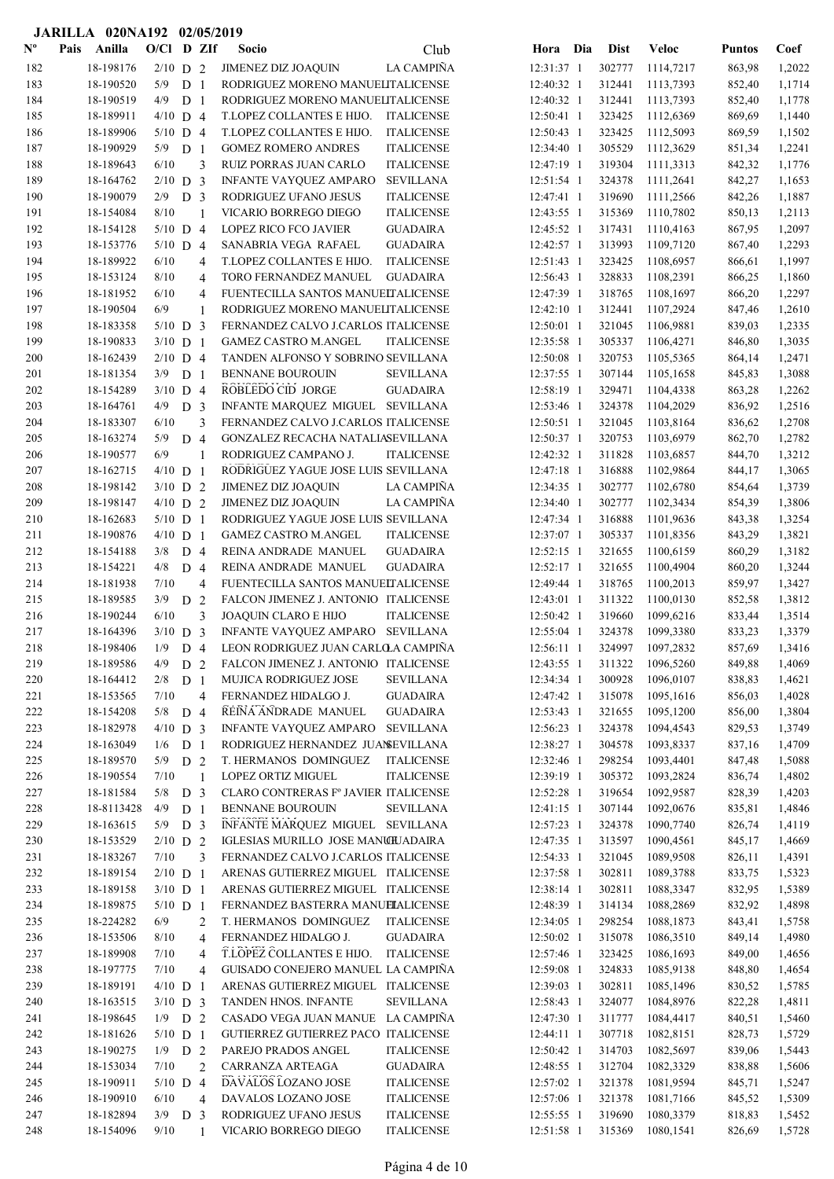**JARILLA 020NA192 02/05/2019**

| Nº | Pais | Anilla | O/Cl | D | ZIf | Socio | Club | Hora | Dia | Dist | Veloc | Puntos | Coef |
|---|---|---|---|---|---|---|---|---|---|---|---|---|---|
| 182 | | 18-198176 | 2/10 | D | 2 | JIMENEZ DIZ JOAQUIN | LA CAMPIÑA | 12:31:37 | 1 | 302777 | 1114,7217 | 863,98 | 1,2022 |
| 183 | | 18-190520 | 5/9 | D | 1 | RODRIGUEZ MORENO MANUEL | ITALICENSE | 12:40:32 | 1 | 312441 | 1113,7393 | 852,40 | 1,1714 |
| 184 | | 18-190519 | 4/9 | D | 1 | RODRIGUEZ MORENO MANUEL | ITALICENSE | 12:40:32 | 1 | 312441 | 1113,7393 | 852,40 | 1,1778 |
| 185 | | 18-189911 | 4/10 | D | 4 | T.LOPEZ COLLANTES E HIJO. | ITALICENSE | 12:50:41 | 1 | 323425 | 1112,6369 | 869,69 | 1,1440 |
| 186 | | 18-189906 | 5/10 | D | 4 | T.LOPEZ COLLANTES E HIJO. | ITALICENSE | 12:50:43 | 1 | 323425 | 1112,5093 | 869,59 | 1,1502 |
| 187 | | 18-190929 | 5/9 | D | 1 | GOMEZ ROMERO ANDRES | ITALICENSE | 12:34:40 | 1 | 305529 | 1112,3629 | 851,34 | 1,2241 |
| 188 | | 18-189643 | 6/10 | | 3 | RUIZ PORRAS JUAN CARLO | ITALICENSE | 12:47:19 | 1 | 319304 | 1111,3313 | 842,32 | 1,1776 |
| 189 | | 18-164762 | 2/10 | D | 3 | INFANTE VAYQUEZ AMPARO | SEVILLANA | 12:51:54 | 1 | 324378 | 1111,2641 | 842,27 | 1,1653 |
| 190 | | 18-190079 | 2/9 | D | 3 | RODRIGUEZ UFANO JESUS | ITALICENSE | 12:47:41 | 1 | 319690 | 1111,2566 | 842,26 | 1,1887 |
| 191 | | 18-154084 | 8/10 | | 1 | VICARIO BORREGO DIEGO | ITALICENSE | 12:43:55 | 1 | 315369 | 1110,7802 | 850,13 | 1,2113 |
| 192 | | 18-154128 | 5/10 | D | 4 | LOPEZ RICO FCO JAVIER | GUADAIRA | 12:45:52 | 1 | 317431 | 1110,4163 | 867,95 | 1,2097 |
| 193 | | 18-153776 | 5/10 | D | 4 | SANABRIA VEGA RAFAEL | GUADAIRA | 12:42:57 | 1 | 313993 | 1109,7120 | 867,40 | 1,2293 |
| 194 | | 18-189922 | 6/10 | | 4 | T.LOPEZ COLLANTES E HIJO. | ITALICENSE | 12:51:43 | 1 | 323425 | 1108,6957 | 866,61 | 1,1997 |
| 195 | | 18-153124 | 8/10 | | 4 | TORO FERNANDEZ MANUEL | GUADAIRA | 12:56:43 | 1 | 328833 | 1108,2391 | 866,25 | 1,1860 |
| 196 | | 18-181952 | 6/10 | | 4 | FUENTECILLA SANTOS MANUEL | ITALICENSE | 12:47:39 | 1 | 318765 | 1108,1697 | 866,20 | 1,2297 |
| 197 | | 18-190504 | 6/9 | | 1 | RODRIGUEZ MORENO MANUEL | ITALICENSE | 12:42:10 | 1 | 312441 | 1107,2924 | 847,46 | 1,2610 |
| 198 | | 18-183358 | 5/10 | D | 3 | FERNANDEZ CALVO J.CARLOS | ITALICENSE | 12:50:01 | 1 | 321045 | 1106,9881 | 839,03 | 1,2335 |
| 199 | | 18-190833 | 3/10 | D | 1 | GAMEZ CASTRO M.ANGEL | ITALICENSE | 12:35:58 | 1 | 305337 | 1106,4271 | 846,80 | 1,3035 |
| 200 | | 18-162439 | 2/10 | D | 4 | TANDEN ALFONSO Y SOBRINO | SEVILLANA | 12:50:08 | 1 | 320753 | 1105,5365 | 864,14 | 1,2471 |
| 201 | | 18-181354 | 3/9 | D | 1 | BENNANE BOUROUIN | SEVILLANA | 12:37:55 | 1 | 307144 | 1105,1658 | 845,83 | 1,3088 |
| 202 | | 18-154289 | 3/10 | D | 4 | ROBLEDO CID JORGE | GUADAIRA | 12:58:19 | 1 | 329471 | 1104,4338 | 863,28 | 1,2262 |
| 203 | | 18-164761 | 4/9 | D | 3 | INFANTE MARQUEZ MIGUEL | SEVILLANA | 12:53:46 | 1 | 324378 | 1104,2029 | 836,92 | 1,2516 |
| 204 | | 18-183307 | 6/10 | | 3 | FERNANDEZ CALVO J.CARLOS | ITALICENSE | 12:50:51 | 1 | 321045 | 1103,8164 | 836,62 | 1,2708 |
| 205 | | 18-163274 | 5/9 | D | 4 | GONZALEZ RECACHA NATALIA | SEVILLANA | 12:50:37 | 1 | 320753 | 1103,6979 | 862,70 | 1,2782 |
| 206 | | 18-190577 | 6/9 | | 1 | RODRIGUEZ CAMPANO J. | ITALICENSE | 12:42:32 | 1 | 311828 | 1103,6857 | 844,70 | 1,3212 |
| 207 | | 18-162715 | 4/10 | D | 1 | RODRIGUEZ YAGUE JOSE LUIS | SEVILLANA | 12:47:18 | 1 | 316888 | 1102,9864 | 844,17 | 1,3065 |
| 208 | | 18-198142 | 3/10 | D | 2 | JIMENEZ DIZ JOAQUIN | LA CAMPIÑA | 12:34:35 | 1 | 302777 | 1102,6780 | 854,64 | 1,3739 |
| 209 | | 18-198147 | 4/10 | D | 2 | JIMENEZ DIZ JOAQUIN | LA CAMPIÑA | 12:34:40 | 1 | 302777 | 1102,3434 | 854,39 | 1,3806 |
| 210 | | 18-162683 | 5/10 | D | 1 | RODRIGUEZ YAGUE JOSE LUIS | SEVILLANA | 12:47:34 | 1 | 316888 | 1101,9636 | 843,38 | 1,3254 |
| 211 | | 18-190876 | 4/10 | D | 1 | GAMEZ CASTRO M.ANGEL | ITALICENSE | 12:37:07 | 1 | 305337 | 1101,8356 | 843,29 | 1,3821 |
| 212 | | 18-154188 | 3/8 | D | 4 | REINA ANDRADE MANUEL | GUADAIRA | 12:52:15 | 1 | 321655 | 1100,6159 | 860,29 | 1,3182 |
| 213 | | 18-154221 | 4/8 | D | 4 | REINA ANDRADE MANUEL | GUADAIRA | 12:52:17 | 1 | 321655 | 1100,4904 | 860,20 | 1,3244 |
| 214 | | 18-181938 | 7/10 | | 4 | FUENTECILLA SANTOS MANUEL | ITALICENSE | 12:49:44 | 1 | 318765 | 1100,2013 | 859,97 | 1,3427 |
| 215 | | 18-189585 | 3/9 | D | 2 | FALCON JIMENEZ J. ANTONIO | ITALICENSE | 12:43:01 | 1 | 311322 | 1100,0130 | 852,58 | 1,3812 |
| 216 | | 18-190244 | 6/10 | | 3 | JOAQUIN CLARO E HIJO | ITALICENSE | 12:50:42 | 1 | 319660 | 1099,6216 | 833,44 | 1,3514 |
| 217 | | 18-164396 | 3/10 | D | 3 | INFANTE VAYQUEZ AMPARO | SEVILLANA | 12:55:04 | 1 | 324378 | 1099,3380 | 833,23 | 1,3379 |
| 218 | | 18-198406 | 1/9 | D | 4 | LEON RODRIGUEZ JUAN CARLO | LA CAMPIÑA | 12:56:11 | 1 | 324997 | 1097,2832 | 857,69 | 1,3416 |
| 219 | | 18-189586 | 4/9 | D | 2 | FALCON JIMENEZ J. ANTONIO | ITALICENSE | 12:43:55 | 1 | 311322 | 1096,5260 | 849,88 | 1,4069 |
| 220 | | 18-164412 | 2/8 | D | 1 | MUJICA RODRIGUEZ JOSE | SEVILLANA | 12:34:34 | 1 | 300928 | 1096,0107 | 838,83 | 1,4621 |
| 221 | | 18-153565 | 7/10 | | 4 | FERNANDEZ HIDALGO J. | GUADAIRA | 12:47:42 | 1 | 315078 | 1095,1616 | 856,03 | 1,4028 |
| 222 | | 18-154208 | 5/8 | D | 4 | REINA ANDRADE MANUEL | GUADAIRA | 12:53:43 | 1 | 321655 | 1095,1200 | 856,00 | 1,3804 |
| 223 | | 18-182978 | 4/10 | D | 3 | INFANTE VAYQUEZ AMPARO | SEVILLANA | 12:56:23 | 1 | 324378 | 1094,4543 | 829,53 | 1,3749 |
| 224 | | 18-163049 | 1/6 | D | 1 | RODRIGUEZ HERNANDEZ JUAN | SEVILLANA | 12:38:27 | 1 | 304578 | 1093,8337 | 837,16 | 1,4709 |
| 225 | | 18-189570 | 5/9 | D | 2 | T. HERMANOS DOMINGUEZ | ITALICENSE | 12:32:46 | 1 | 298254 | 1093,4401 | 847,48 | 1,5088 |
| 226 | | 18-190554 | 7/10 | | 1 | LOPEZ ORTIZ MIGUEL | ITALICENSE | 12:39:19 | 1 | 305372 | 1093,2824 | 836,74 | 1,4802 |
| 227 | | 18-181584 | 5/8 | D | 3 | CLARO CONTRERAS Fº JAVIER | ITALICENSE | 12:52:28 | 1 | 319654 | 1092,9587 | 828,39 | 1,4203 |
| 228 | | 18-8113428 | 4/9 | D | 1 | BENNANE BOUROUIN | SEVILLANA | 12:41:15 | 1 | 307144 | 1092,0676 | 835,81 | 1,4846 |
| 229 | | 18-163615 | 5/9 | D | 3 | INFANTE MARQUEZ MIGUEL | SEVILLANA | 12:57:23 | 1 | 324378 | 1090,7740 | 826,74 | 1,4119 |
| 230 | | 18-153529 | 2/10 | D | 2 | IGLESIAS MURILLO JOSE MANU | GUADAIRA | 12:47:35 | 1 | 313597 | 1090,4561 | 845,17 | 1,4669 |
| 231 | | 18-183267 | 7/10 | | 3 | FERNANDEZ CALVO J.CARLOS | ITALICENSE | 12:54:33 | 1 | 321045 | 1089,9508 | 826,11 | 1,4391 |
| 232 | | 18-189154 | 2/10 | D | 1 | ARENAS GUTIERREZ MIGUEL | ITALICENSE | 12:37:58 | 1 | 302811 | 1089,3788 | 833,75 | 1,5323 |
| 233 | | 18-189158 | 3/10 | D | 1 | ARENAS GUTIERREZ MIGUEL | ITALICENSE | 12:38:14 | 1 | 302811 | 1088,3347 | 832,95 | 1,5389 |
| 234 | | 18-189875 | 5/10 | D | 1 | FERNANDEZ BASTERRA MANUEL | ITALICENSE | 12:48:39 | 1 | 314134 | 1088,2869 | 832,92 | 1,4898 |
| 235 | | 18-224282 | 6/9 | | 2 | T. HERMANOS DOMINGUEZ | ITALICENSE | 12:34:05 | 1 | 298254 | 1088,1873 | 843,41 | 1,5758 |
| 236 | | 18-153506 | 8/10 | | 4 | FERNANDEZ HIDALGO J. | GUADAIRA | 12:50:02 | 1 | 315078 | 1086,3510 | 849,14 | 1,4980 |
| 237 | | 18-189908 | 7/10 | | 4 | T.LOPEZ COLLANTES E HIJO. | ITALICENSE | 12:57:46 | 1 | 323425 | 1086,1693 | 849,00 | 1,4656 |
| 238 | | 18-197775 | 7/10 | | 4 | GUISADO CONEJERO MANUEL | LA CAMPIÑA | 12:59:08 | 1 | 324833 | 1085,9138 | 848,80 | 1,4654 |
| 239 | | 18-189191 | 4/10 | D | 1 | ARENAS GUTIERREZ MIGUEL | ITALICENSE | 12:39:03 | 1 | 302811 | 1085,1496 | 830,52 | 1,5785 |
| 240 | | 18-163515 | 3/10 | D | 3 | TANDEN HNOS. INFANTE | SEVILLANA | 12:58:43 | 1 | 324077 | 1084,8976 | 822,28 | 1,4811 |
| 241 | | 18-198645 | 1/9 | D | 2 | CASADO VEGA JUAN MANUE | LA CAMPIÑA | 12:47:30 | 1 | 311777 | 1084,4417 | 840,51 | 1,5460 |
| 242 | | 18-181626 | 5/10 | D | 1 | GUTIERREZ GUTIERREZ PACO | ITALICENSE | 12:44:11 | 1 | 307718 | 1082,8151 | 828,73 | 1,5729 |
| 243 | | 18-190275 | 1/9 | D | 2 | PAREJO PRADOS ANGEL | ITALICENSE | 12:50:42 | 1 | 314703 | 1082,5697 | 839,06 | 1,5443 |
| 244 | | 18-153034 | 7/10 | | 2 | CARRANZA ARTEAGA | GUADAIRA | 12:48:55 | 1 | 312704 | 1082,3329 | 838,88 | 1,5606 |
| 245 | | 18-190911 | 5/10 | D | 4 | DAVALOS LOZANO JOSE | ITALICENSE | 12:57:02 | 1 | 321378 | 1081,9594 | 845,71 | 1,5247 |
| 246 | | 18-190910 | 6/10 | | 4 | DAVALOS LOZANO JOSE | ITALICENSE | 12:57:06 | 1 | 321378 | 1081,7166 | 845,52 | 1,5309 |
| 247 | | 18-182894 | 3/9 | D | 3 | RODRIGUEZ UFANO JESUS | ITALICENSE | 12:55:55 | 1 | 319690 | 1080,3379 | 818,83 | 1,5452 |
| 248 | | 18-154096 | 9/10 | | 1 | VICARIO BORREGO DIEGO | ITALICENSE | 12:51:58 | 1 | 315369 | 1080,1541 | 826,69 | 1,5728 |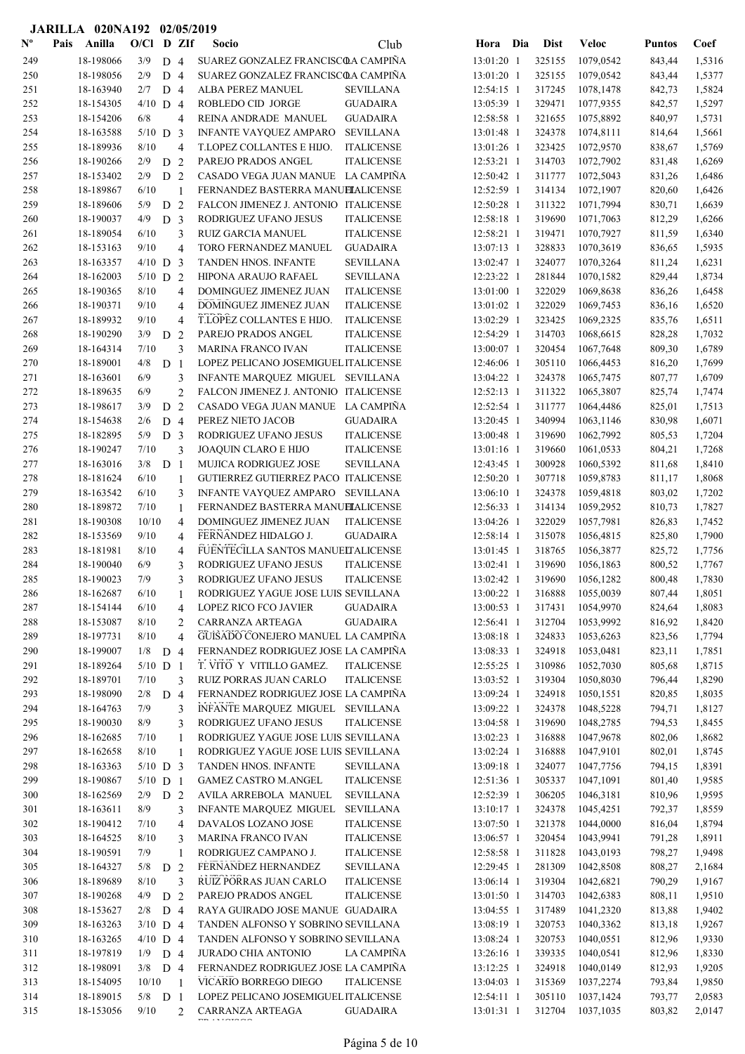**JARILLA 020NA192 02/05/2019**

| Nº | Pais | Anilla | O/Cl | D | ZIf | Socio | Club | Hora | Dia | Dist | Veloc | Puntos | Coef |
|---|---|---|---|---|---|---|---|---|---|---|---|---|---|
| 249 | | 18-198066 | 3/9 | D | 4 | SUAREZ GONZALEZ FRANCISCO | LA CAMPIÑA | 13:01:20 | 1 | 325155 | 1079,0542 | 843,44 | 1,5316 |
| 250 | | 18-198056 | 2/9 | D | 4 | SUAREZ GONZALEZ FRANCISCO | LA CAMPIÑA | 13:01:20 | 1 | 325155 | 1079,0542 | 843,44 | 1,5377 |
| 251 | | 18-163940 | 2/7 | D | 4 | ALBA PEREZ MANUEL | SEVILLANA | 12:54:15 | 1 | 317245 | 1078,1478 | 842,73 | 1,5824 |
| 252 | | 18-154305 | 4/10 | D | 4 | ROBLEDO CID JORGE | GUADAIRA | 13:05:39 | 1 | 329471 | 1077,9355 | 842,57 | 1,5297 |
| 253 | | 18-154206 | 6/8 | | 4 | REINA ANDRADE MANUEL | GUADAIRA | 12:58:58 | 1 | 321655 | 1075,8892 | 840,97 | 1,5731 |
| 254 | | 18-163588 | 5/10 | D | 3 | INFANTE VAYQUEZ AMPARO | SEVILLANA | 13:01:48 | 1 | 324378 | 1074,8111 | 814,64 | 1,5661 |
| 255 | | 18-189936 | 8/10 | | 4 | T.LOPEZ COLLANTES E HIJO. | ITALICENSE | 13:01:26 | 1 | 323425 | 1072,9570 | 838,67 | 1,5769 |
| 256 | | 18-190266 | 2/9 | D | 2 | PAREJO PRADOS ANGEL | ITALICENSE | 12:53:21 | 1 | 314703 | 1072,7902 | 831,48 | 1,6269 |
| 257 | | 18-153402 | 2/9 | D | 2 | CASADO VEGA JUAN MANUE | LA CAMPIÑA | 12:50:42 | 1 | 311777 | 1072,5043 | 831,26 | 1,6486 |
| 258 | | 18-189867 | 6/10 | | 1 | FERNANDEZ BASTERRA MANUEL | ITALICENSE | 12:52:59 | 1 | 314134 | 1072,1907 | 820,60 | 1,6426 |
| 259 | | 18-189606 | 5/9 | D | 2 | FALCON JIMENEZ J. ANTONIO | ITALICENSE | 12:50:28 | 1 | 311322 | 1071,7994 | 830,71 | 1,6639 |
| 260 | | 18-190037 | 4/9 | D | 3 | RODRIGUEZ UFANO JESUS | ITALICENSE | 12:58:18 | 1 | 319690 | 1071,7063 | 812,29 | 1,6266 |
| 261 | | 18-189054 | 6/10 | | 3 | RUIZ GARCIA MANUEL | ITALICENSE | 12:58:21 | 1 | 319471 | 1070,7927 | 811,59 | 1,6340 |
| 262 | | 18-153163 | 9/10 | | 4 | TORO FERNANDEZ MANUEL | GUADAIRA | 13:07:13 | 1 | 328833 | 1070,3619 | 836,65 | 1,5935 |
| 263 | | 18-163357 | 4/10 | D | 3 | TANDEN HNOS. INFANTE | SEVILLANA | 13:02:47 | 1 | 324077 | 1070,3264 | 811,24 | 1,6231 |
| 264 | | 18-162003 | 5/10 | D | 2 | HIPONA ARAUJO RAFAEL | SEVILLANA | 12:23:22 | 1 | 281844 | 1070,1582 | 829,44 | 1,8734 |
| 265 | | 18-190365 | 8/10 | | 4 | DOMINGUEZ JIMENEZ JUAN | ITALICENSE | 13:01:00 | 1 | 322029 | 1069,8638 | 836,26 | 1,6458 |
| 266 | | 18-190371 | 9/10 | | 4 | DOMINGUEZ JIMENEZ JUAN | ITALICENSE | 13:01:02 | 1 | 322029 | 1069,7453 | 836,16 | 1,6520 |
| 267 | | 18-189932 | 9/10 | | 4 | T.LOPEZ COLLANTES E HIJO. | ITALICENSE | 13:02:29 | 1 | 323425 | 1069,2325 | 835,76 | 1,6511 |
| 268 | | 18-190290 | 3/9 | D | 2 | PAREJO PRADOS ANGEL | ITALICENSE | 12:54:29 | 1 | 314703 | 1068,6615 | 828,28 | 1,7032 |
| 269 | | 18-164314 | 7/10 | | 3 | MARINA FRANCO IVAN | ITALICENSE | 13:00:07 | 1 | 320454 | 1067,7648 | 809,30 | 1,6789 |
| 270 | | 18-189001 | 4/8 | D | 1 | LOPEZ PELICANO JOSEMIGUEL | ITALICENSE | 12:46:06 | 1 | 305110 | 1066,4453 | 816,20 | 1,7699 |
| 271 | | 18-163601 | 6/9 | | 3 | INFANTE MARQUEZ MIGUEL | SEVILLANA | 13:04:22 | 1 | 324378 | 1065,7475 | 807,77 | 1,6709 |
| 272 | | 18-189635 | 6/9 | | 2 | FALCON JIMENEZ J. ANTONIO | ITALICENSE | 12:52:13 | 1 | 311322 | 1065,3807 | 825,74 | 1,7474 |
| 273 | | 18-198617 | 3/9 | D | 2 | CASADO VEGA JUAN MANUE | LA CAMPIÑA | 12:52:54 | 1 | 311777 | 1064,4486 | 825,01 | 1,7513 |
| 274 | | 18-154638 | 2/6 | D | 4 | PEREZ NIETO JACOB | GUADAIRA | 13:20:45 | 1 | 340994 | 1063,1146 | 830,98 | 1,6071 |
| 275 | | 18-182895 | 5/9 | D | 3 | RODRIGUEZ UFANO JESUS | ITALICENSE | 13:00:48 | 1 | 319690 | 1062,7992 | 805,53 | 1,7204 |
| 276 | | 18-190247 | 7/10 | | 3 | JOAQUIN CLARO E HIJO | ITALICENSE | 13:01:16 | 1 | 319660 | 1061,0533 | 804,21 | 1,7268 |
| 277 | | 18-163016 | 3/8 | D | 1 | MUJICA RODRIGUEZ JOSE | SEVILLANA | 12:43:45 | 1 | 300928 | 1060,5392 | 811,68 | 1,8410 |
| 278 | | 18-181624 | 6/10 | | 1 | GUTIERREZ GUTIERREZ PACO | ITALICENSE | 12:50:20 | 1 | 307718 | 1059,8783 | 811,17 | 1,8068 |
| 279 | | 18-163542 | 6/10 | | 3 | INFANTE VAYQUEZ AMPARO | SEVILLANA | 13:06:10 | 1 | 324378 | 1059,4818 | 803,02 | 1,7202 |
| 280 | | 18-189872 | 7/10 | | 1 | FERNANDEZ BASTERRA MANUEL | ITALICENSE | 12:56:33 | 1 | 314134 | 1059,2952 | 810,73 | 1,7827 |
| 281 | | 18-190308 | 10/10 | | 4 | DOMINGUEZ JIMENEZ JUAN | ITALICENSE | 13:04:26 | 1 | 322029 | 1057,7981 | 826,83 | 1,7452 |
| 282 | | 18-153569 | 9/10 | | 4 | FERNANDEZ HIDALGO J. | GUADAIRA | 12:58:14 | 1 | 315078 | 1056,4815 | 825,80 | 1,7900 |
| 283 | | 18-181981 | 8/10 | | 4 | FUENTECILLA SANTOS MANUEL | ITALICENSE | 13:01:45 | 1 | 318765 | 1056,3877 | 825,72 | 1,7756 |
| 284 | | 18-190040 | 6/9 | | 3 | RODRIGUEZ UFANO JESUS | ITALICENSE | 13:02:41 | 1 | 319690 | 1056,1863 | 800,52 | 1,7767 |
| 285 | | 18-190023 | 7/9 | | 3 | RODRIGUEZ UFANO JESUS | ITALICENSE | 13:02:42 | 1 | 319690 | 1056,1282 | 800,48 | 1,7830 |
| 286 | | 18-162687 | 6/10 | | 1 | RODRIGUEZ YAGUE JOSE LUIS | SEVILLANA | 13:00:22 | 1 | 316888 | 1055,0039 | 807,44 | 1,8051 |
| 287 | | 18-154144 | 6/10 | | 4 | LOPEZ RICO FCO JAVIER | GUADAIRA | 13:00:53 | 1 | 317431 | 1054,9970 | 824,64 | 1,8083 |
| 288 | | 18-153087 | 8/10 | | 2 | CARRANZA ARTEAGA | GUADAIRA | 12:56:41 | 1 | 312704 | 1053,9992 | 816,92 | 1,8420 |
| 289 | | 18-197731 | 8/10 | | 4 | GUISADO CONEJERO MANUEL | LA CAMPIÑA | 13:08:18 | 1 | 324833 | 1053,6263 | 823,56 | 1,7794 |
| 290 | | 18-199007 | 1/8 | D | 4 | FERNANDEZ RODRIGUEZ JOSE | LA CAMPIÑA | 13:08:33 | 1 | 324918 | 1053,0481 | 823,11 | 1,7851 |
| 291 | | 18-189264 | 5/10 | D | 1 | T. VITO Y VITILLO GAMEZ. | ITALICENSE | 12:55:25 | 1 | 310986 | 1052,7030 | 805,68 | 1,8715 |
| 292 | | 18-189701 | 7/10 | | 3 | RUIZ PORRAS JUAN CARLO | ITALICENSE | 13:03:52 | 1 | 319304 | 1050,8030 | 796,44 | 1,8290 |
| 293 | | 18-198090 | 2/8 | D | 4 | FERNANDEZ RODRIGUEZ JOSE | LA CAMPIÑA | 13:09:24 | 1 | 324918 | 1050,1551 | 820,85 | 1,8035 |
| 294 | | 18-164763 | 7/9 | | 3 | INFANTE MARQUEZ MIGUEL | SEVILLANA | 13:09:22 | 1 | 324378 | 1048,5228 | 794,71 | 1,8127 |
| 295 | | 18-190030 | 8/9 | | 3 | RODRIGUEZ UFANO JESUS | ITALICENSE | 13:04:58 | 1 | 319690 | 1048,2785 | 794,53 | 1,8455 |
| 296 | | 18-162685 | 7/10 | | 1 | RODRIGUEZ YAGUE JOSE LUIS | SEVILLANA | 13:02:23 | 1 | 316888 | 1047,9678 | 802,06 | 1,8682 |
| 297 | | 18-162658 | 8/10 | | 1 | RODRIGUEZ YAGUE JOSE LUIS | SEVILLANA | 13:02:24 | 1 | 316888 | 1047,9101 | 802,01 | 1,8745 |
| 298 | | 18-163363 | 5/10 | D | 3 | TANDEN HNOS. INFANTE | SEVILLANA | 13:09:18 | 1 | 324077 | 1047,7756 | 794,15 | 1,8391 |
| 299 | | 18-190867 | 5/10 | D | 1 | GAMEZ CASTRO M.ANGEL | ITALICENSE | 12:51:36 | 1 | 305337 | 1047,1091 | 801,40 | 1,9585 |
| 300 | | 18-162569 | 2/9 | D | 2 | AVILA ARREBOLA MANUEL | SEVILLANA | 12:52:39 | 1 | 306205 | 1046,3181 | 810,96 | 1,9595 |
| 301 | | 18-163611 | 8/9 | | 3 | INFANTE MARQUEZ MIGUEL | SEVILLANA | 13:10:17 | 1 | 324378 | 1045,4251 | 792,37 | 1,8559 |
| 302 | | 18-190412 | 7/10 | | 4 | DAVALOS LOZANO JOSE | ITALICENSE | 13:07:50 | 1 | 321378 | 1044,0000 | 816,04 | 1,8794 |
| 303 | | 18-164525 | 8/10 | | 3 | MARINA FRANCO IVAN | ITALICENSE | 13:06:57 | 1 | 320454 | 1043,9941 | 791,28 | 1,8911 |
| 304 | | 18-190591 | 7/9 | | 1 | RODRIGUEZ CAMPANO J. | ITALICENSE | 12:58:58 | 1 | 311828 | 1043,0193 | 798,27 | 1,9498 |
| 305 | | 18-164327 | 5/8 | D | 2 | FERNANDEZ HERNANDEZ | SEVILLANA | 12:29:45 | 1 | 281309 | 1042,8508 | 808,27 | 2,1684 |
| 306 | | 18-189689 | 8/10 | | 3 | RUIZ PORRAS JUAN CARLO | ITALICENSE | 13:06:14 | 1 | 319304 | 1042,6821 | 790,29 | 1,9167 |
| 307 | | 18-190268 | 4/9 | D | 2 | PAREJO PRADOS ANGEL | ITALICENSE | 13:01:50 | 1 | 314703 | 1042,6383 | 808,11 | 1,9510 |
| 308 | | 18-153627 | 2/8 | D | 4 | RAYA GUIRADO JOSE MANUE | GUADAIRA | 13:04:55 | 1 | 317489 | 1041,2320 | 813,88 | 1,9402 |
| 309 | | 18-163263 | 3/10 | D | 4 | TANDEN ALFONSO Y SOBRINO | SEVILLANA | 13:08:19 | 1 | 320753 | 1040,3362 | 813,18 | 1,9267 |
| 310 | | 18-163265 | 4/10 | D | 4 | TANDEN ALFONSO Y SOBRINO | SEVILLANA | 13:08:24 | 1 | 320753 | 1040,0551 | 812,96 | 1,9330 |
| 311 | | 18-197819 | 1/9 | D | 4 | JURADO CHIA ANTONIO | LA CAMPIÑA | 13:26:16 | 1 | 339335 | 1040,0541 | 812,96 | 1,8330 |
| 312 | | 18-198091 | 3/8 | D | 4 | FERNANDEZ RODRIGUEZ JOSE | LA CAMPIÑA | 13:12:25 | 1 | 324918 | 1040,0149 | 812,93 | 1,9205 |
| 313 | | 18-154095 | 10/10 | | 1 | VICARIO BORREGO DIEGO | ITALICENSE | 13:04:03 | 1 | 315369 | 1037,2274 | 793,84 | 1,9850 |
| 314 | | 18-189015 | 5/8 | D | 1 | LOPEZ PELICANO JOSEMIGUEL | ITALICENSE | 12:54:11 | 1 | 305110 | 1037,1424 | 793,77 | 2,0583 |
| 315 | | 18-153056 | 9/10 | | 2 | CARRANZA ARTEAGA | GUADAIRA | 13:01:31 | 1 | 312704 | 1037,1035 | 803,82 | 2,0147 |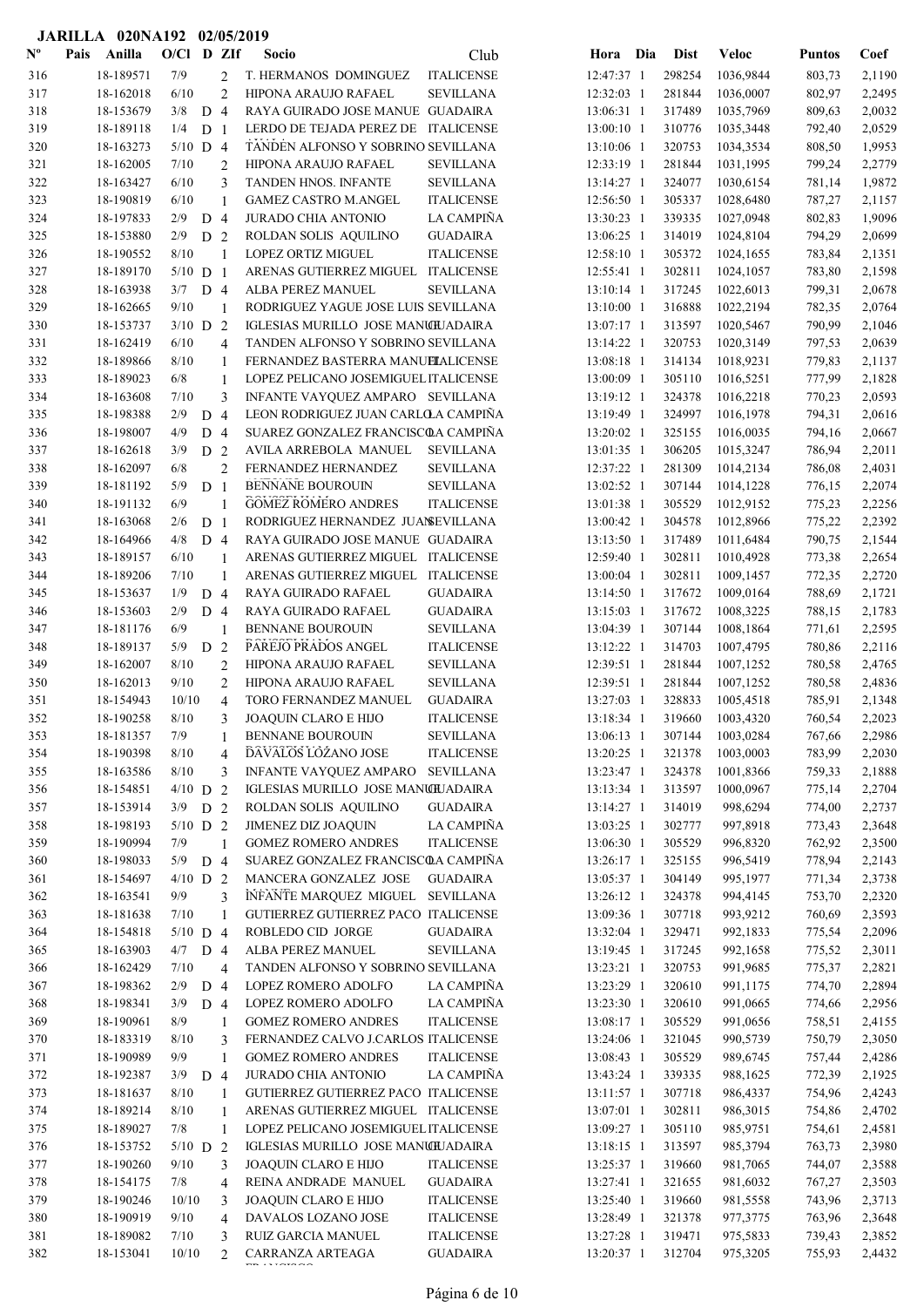**JARILLA 020NA192 02/05/2019**

| Nº | Pais | Anilla | O/Cl | D | ZIf | Socio | Club | Hora | Dia | Dist | Veloc | Puntos | Coef |
|---|---|---|---|---|---|---|---|---|---|---|---|---|---|
| 316 | | 18-189571 | 7/9 | | 2 | T. HERMANOS DOMINGUEZ | ITALICENSE | 12:47:37 | 1 | 298254 | 1036,9844 | 803,73 | 2,1190 |
| 317 | | 18-162018 | 6/10 | | 2 | HIPONA ARAUJO RAFAEL | SEVILLANA | 12:32:03 | 1 | 281844 | 1036,0007 | 802,97 | 2,2495 |
| 318 | | 18-153679 | 3/8 | D | 4 | RAYA GUIRADO JOSE MANUE | GUADAIRA | 13:06:31 | 1 | 317489 | 1035,7969 | 809,63 | 2,0032 |
| 319 | | 18-189118 | 1/4 | D | 1 | LERDO DE TEJADA PEREZ DE | ITALICENSE | 13:00:10 | 1 | 310776 | 1035,3448 | 792,40 | 2,0529 |
| 320 | | 18-163273 | 5/10 | D | 4 | TANDEN ALFONSO Y SOBRINO | SEVILLANA | 13:10:06 | 1 | 320753 | 1034,3534 | 808,50 | 1,9953 |
| 321 | | 18-162005 | 7/10 | | 2 | HIPONA ARAUJO RAFAEL | SEVILLANA | 12:33:19 | 1 | 281844 | 1031,1995 | 799,24 | 2,2779 |
| 322 | | 18-163427 | 6/10 | | 3 | TANDEN HNOS. INFANTE | SEVILLANA | 13:14:27 | 1 | 324077 | 1030,6154 | 781,14 | 1,9872 |
| 323 | | 18-190819 | 6/10 | | 1 | GAMEZ CASTRO M.ANGEL | ITALICENSE | 12:56:50 | 1 | 305337 | 1028,6480 | 787,27 | 2,1157 |
| 324 | | 18-197833 | 2/9 | D | 4 | JURADO CHIA ANTONIO | LA CAMPIÑA | 13:30:23 | 1 | 339335 | 1027,0948 | 802,83 | 1,9096 |
| 325 | | 18-153880 | 2/9 | D | 2 | ROLDAN SOLIS AQUILINO | GUADAIRA | 13:06:25 | 1 | 314019 | 1024,8104 | 794,29 | 2,0699 |
| 326 | | 18-190552 | 8/10 | | 1 | LOPEZ ORTIZ MIGUEL | ITALICENSE | 12:58:10 | 1 | 305372 | 1024,1655 | 783,84 | 2,1351 |
| 327 | | 18-189170 | 5/10 | D | 1 | ARENAS GUTIERREZ MIGUEL | ITALICENSE | 12:55:41 | 1 | 302811 | 1024,1057 | 783,80 | 2,1598 |
| 328 | | 18-163938 | 3/7 | D | 4 | ALBA PEREZ MANUEL | SEVILLANA | 13:10:14 | 1 | 317245 | 1022,6013 | 799,31 | 2,0678 |
| 329 | | 18-162665 | 9/10 | | 1 | RODRIGUEZ YAGUE JOSE LUIS | SEVILLANA | 13:10:00 | 1 | 316888 | 1022,2194 | 782,35 | 2,0764 |
| 330 | | 18-153737 | 3/10 | D | 2 | IGLESIAS MURILLO JOSE MANUEL | GUADAIRA | 13:07:17 | 1 | 313597 | 1020,5467 | 790,99 | 2,1046 |
| 331 | | 18-162419 | 6/10 | | 4 | TANDEN ALFONSO Y SOBRINO | SEVILLANA | 13:14:22 | 1 | 320753 | 1020,3149 | 797,53 | 2,0639 |
| 332 | | 18-189866 | 8/10 | | 1 | FERNANDEZ BASTERRA MANUEL | ITALICENSE | 13:08:18 | 1 | 314134 | 1018,9231 | 779,83 | 2,1137 |
| 333 | | 18-189023 | 6/8 | | 1 | LOPEZ PELICANO JOSEMIGUEL | ITALICENSE | 13:00:09 | 1 | 305110 | 1016,5251 | 777,99 | 2,1828 |
| 334 | | 18-163608 | 7/10 | | 3 | INFANTE VAYQUEZ AMPARO | SEVILLANA | 13:19:12 | 1 | 324378 | 1016,2218 | 770,23 | 2,0593 |
| 335 | | 18-198388 | 2/9 | D | 4 | LEON RODRIGUEZ JUAN CARLOS | LA CAMPIÑA | 13:19:49 | 1 | 324997 | 1016,1978 | 794,31 | 2,0616 |
| 336 | | 18-198007 | 4/9 | D | 4 | SUAREZ GONZALEZ FRANCISCO | LA CAMPIÑA | 13:20:02 | 1 | 325155 | 1016,0035 | 794,16 | 2,0667 |
| 337 | | 18-162618 | 3/9 | D | 2 | AVILA ARREBOLA MANUEL | SEVILLANA | 13:01:35 | 1 | 306205 | 1015,3247 | 786,94 | 2,2011 |
| 338 | | 18-162097 | 6/8 | | 2 | FERNANDEZ HERNANDEZ | SEVILLANA | 12:37:22 | 1 | 281309 | 1014,2134 | 786,08 | 2,4031 |
| 339 | | 18-181192 | 5/9 | D | 1 | BENNANE BOUROUIN | SEVILLANA | 13:02:53 | 1 | 307144 | 1014,1228 | 776,15 | 2,2074 |
| 340 | | 18-191132 | 6/9 | | 1 | GOMEZ ROMERO ANDRES | ITALICENSE | 13:01:38 | 1 | 305529 | 1012,9152 | 775,23 | 2,2256 |
| 341 | | 18-163068 | 2/6 | D | 1 | RODRIGUEZ HERNANDEZ JUAN | SEVILLANA | 13:00:42 | 1 | 304578 | 1012,8966 | 775,22 | 2,2392 |
| 342 | | 18-164966 | 4/8 | D | 4 | RAYA GUIRADO JOSE MANUE | GUADAIRA | 13:13:50 | 1 | 317489 | 1011,6484 | 790,75 | 2,1544 |
| 343 | | 18-189157 | 6/10 | | 1 | ARENAS GUTIERREZ MIGUEL | ITALICENSE | 12:59:40 | 1 | 302811 | 1010,4928 | 773,38 | 2,2654 |
| 344 | | 18-189206 | 7/10 | | 1 | ARENAS GUTIERREZ MIGUEL | ITALICENSE | 13:00:04 | 1 | 302811 | 1009,1457 | 772,35 | 2,2720 |
| 345 | | 18-153637 | 1/9 | D | 4 | RAYA GUIRADO RAFAEL | GUADAIRA | 13:14:50 | 1 | 317672 | 1009,0164 | 788,69 | 2,1721 |
| 346 | | 18-153603 | 2/9 | D | 4 | RAYA GUIRADO RAFAEL | GUADAIRA | 13:15:03 | 1 | 317672 | 1008,3225 | 788,15 | 2,1783 |
| 347 | | 18-181176 | 6/9 | | 1 | BENNANE BOUROUIN | SEVILLANA | 13:04:39 | 1 | 307144 | 1008,1864 | 771,61 | 2,2595 |
| 348 | | 18-189137 | 5/9 | D | 2 | PAREJO PRADOS ANGEL | ITALICENSE | 13:12:22 | 1 | 314703 | 1007,4795 | 780,86 | 2,2116 |
| 349 | | 18-162007 | 8/10 | | 2 | HIPONA ARAUJO RAFAEL | SEVILLANA | 12:39:51 | 1 | 281844 | 1007,1252 | 780,58 | 2,4765 |
| 350 | | 18-162013 | 9/10 | | 2 | HIPONA ARAUJO RAFAEL | SEVILLANA | 12:39:51 | 1 | 281844 | 1007,1252 | 780,58 | 2,4836 |
| 351 | | 18-154943 | 10/10 | | 4 | TORO FERNANDEZ MANUEL | GUADAIRA | 13:27:03 | 1 | 328833 | 1005,4518 | 785,91 | 2,1348 |
| 352 | | 18-190258 | 8/10 | | 3 | JOAQUIN CLARO E HIJO | ITALICENSE | 13:18:34 | 1 | 319660 | 1003,4320 | 760,54 | 2,2023 |
| 353 | | 18-181357 | 7/9 | | 1 | BENNANE BOUROUIN | SEVILLANA | 13:06:13 | 1 | 307144 | 1003,0284 | 767,66 | 2,2986 |
| 354 | | 18-190398 | 8/10 | | 4 | DAVALOS LOZANO JOSE | ITALICENSE | 13:20:25 | 1 | 321378 | 1003,0003 | 783,99 | 2,2030 |
| 355 | | 18-163586 | 8/10 | | 3 | INFANTE VAYQUEZ AMPARO | SEVILLANA | 13:23:47 | 1 | 324378 | 1001,8366 | 759,33 | 2,1888 |
| 356 | | 18-154851 | 4/10 | D | 2 | IGLESIAS MURILLO JOSE MANUEL | GUADAIRA | 13:13:34 | 1 | 313597 | 1000,0967 | 775,14 | 2,2704 |
| 357 | | 18-153914 | 3/9 | D | 2 | ROLDAN SOLIS AQUILINO | GUADAIRA | 13:14:27 | 1 | 314019 | 998,6294 | 774,00 | 2,2737 |
| 358 | | 18-198193 | 5/10 | D | 2 | JIMENEZ DIZ JOAQUIN | LA CAMPIÑA | 13:03:25 | 1 | 302777 | 997,8918 | 773,43 | 2,3648 |
| 359 | | 18-190994 | 7/9 | | 1 | GOMEZ ROMERO ANDRES | ITALICENSE | 13:06:30 | 1 | 305529 | 996,8320 | 762,92 | 2,3500 |
| 360 | | 18-198033 | 5/9 | D | 4 | SUAREZ GONZALEZ FRANCISCO | LA CAMPIÑA | 13:26:17 | 1 | 325155 | 996,5419 | 778,94 | 2,2143 |
| 361 | | 18-154697 | 4/10 | D | 2 | MANCERA GONZALEZ JOSE | GUADAIRA | 13:05:37 | 1 | 304149 | 995,1977 | 771,34 | 2,3738 |
| 362 | | 18-163541 | 9/9 | | 3 | INFANTE MARQUEZ MIGUEL | SEVILLANA | 13:26:12 | 1 | 324378 | 994,4145 | 753,70 | 2,2320 |
| 363 | | 18-181638 | 7/10 | | 1 | GUTIERREZ GUTIERREZ PACO | ITALICENSE | 13:09:36 | 1 | 307718 | 993,9212 | 760,69 | 2,3593 |
| 364 | | 18-154818 | 5/10 | D | 4 | ROBLEDO CID JORGE | GUADAIRA | 13:32:04 | 1 | 329471 | 992,1833 | 775,54 | 2,2096 |
| 365 | | 18-163903 | 4/7 | D | 4 | ALBA PEREZ MANUEL | SEVILLANA | 13:19:45 | 1 | 317245 | 992,1658 | 775,52 | 2,3011 |
| 366 | | 18-162429 | 7/10 | | 4 | TANDEN ALFONSO Y SOBRINO | SEVILLANA | 13:23:21 | 1 | 320753 | 991,9685 | 775,37 | 2,2821 |
| 367 | | 18-198362 | 2/9 | D | 4 | LOPEZ ROMERO ADOLFO | LA CAMPIÑA | 13:23:29 | 1 | 320610 | 991,1175 | 774,70 | 2,2894 |
| 368 | | 18-198341 | 3/9 | D | 4 | LOPEZ ROMERO ADOLFO | LA CAMPIÑA | 13:23:30 | 1 | 320610 | 991,0665 | 774,66 | 2,2956 |
| 369 | | 18-190961 | 8/9 | | 1 | GOMEZ ROMERO ANDRES | ITALICENSE | 13:08:17 | 1 | 305529 | 991,0656 | 758,51 | 2,4155 |
| 370 | | 18-183319 | 8/10 | | 3 | FERNANDEZ CALVO J.CARLOS | ITALICENSE | 13:24:06 | 1 | 321045 | 990,5739 | 750,79 | 2,3050 |
| 371 | | 18-190989 | 9/9 | | 1 | GOMEZ ROMERO ANDRES | ITALICENSE | 13:08:43 | 1 | 305529 | 989,6745 | 757,44 | 2,4286 |
| 372 | | 18-192387 | 3/9 | D | 4 | JURADO CHIA ANTONIO | LA CAMPIÑA | 13:43:24 | 1 | 339335 | 988,1625 | 772,39 | 2,1925 |
| 373 | | 18-181637 | 8/10 | | 1 | GUTIERREZ GUTIERREZ PACO | ITALICENSE | 13:11:57 | 1 | 307718 | 986,4337 | 754,96 | 2,4243 |
| 374 | | 18-189214 | 8/10 | | 1 | ARENAS GUTIERREZ MIGUEL | ITALICENSE | 13:07:01 | 1 | 302811 | 986,3015 | 754,86 | 2,4702 |
| 375 | | 18-189027 | 7/8 | | 1 | LOPEZ PELICANO JOSEMIGUEL | ITALICENSE | 13:09:27 | 1 | 305110 | 985,9751 | 754,61 | 2,4581 |
| 376 | | 18-153752 | 5/10 | D | 2 | IGLESIAS MURILLO JOSE MANUEL | GUADAIRA | 13:18:15 | 1 | 313597 | 985,3794 | 763,73 | 2,3980 |
| 377 | | 18-190260 | 9/10 | | 3 | JOAQUIN CLARO E HIJO | ITALICENSE | 13:25:37 | 1 | 319660 | 981,7065 | 744,07 | 2,3588 |
| 378 | | 18-154175 | 7/8 | | 4 | REINA ANDRADE MANUEL | GUADAIRA | 13:27:41 | 1 | 321655 | 981,6032 | 767,27 | 2,3503 |
| 379 | | 18-190246 | 10/10 | | 3 | JOAQUIN CLARO E HIJO | ITALICENSE | 13:25:40 | 1 | 319660 | 981,5558 | 743,96 | 2,3713 |
| 380 | | 18-190919 | 9/10 | | 4 | DAVALOS LOZANO JOSE | ITALICENSE | 13:28:49 | 1 | 321378 | 977,3775 | 763,96 | 2,3648 |
| 381 | | 18-189082 | 7/10 | | 3 | RUIZ GARCIA MANUEL | ITALICENSE | 13:27:28 | 1 | 319471 | 975,5833 | 739,43 | 2,3852 |
| 382 | | 18-153041 | 10/10 | | 2 | CARRANZA ARTEAGA FRANCISCO | GUADAIRA | 13:20:37 | 1 | 312704 | 975,3205 | 755,93 | 2,4432 |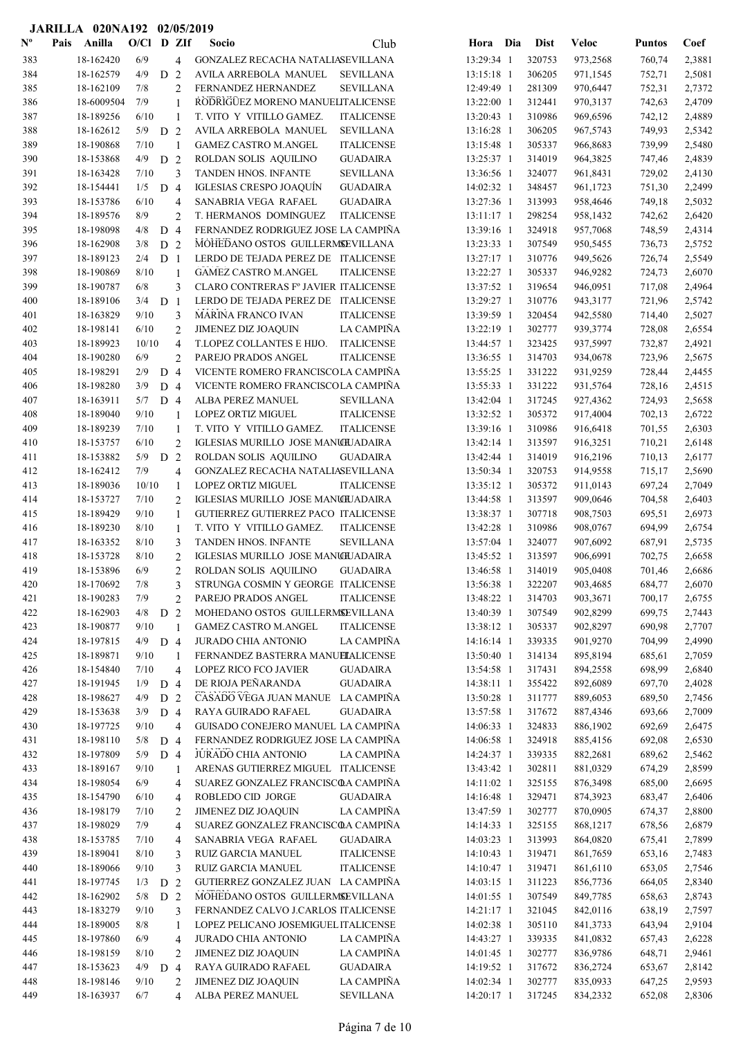**JARILLA 020NA192 02/05/2019**

| Nº | Pais | Anilla | O/Cl | D | ZIf | Socio | Club | Hora | Dia | Dist | Veloc | Puntos | Coef |
|---|---|---|---|---|---|---|---|---|---|---|---|---|---|
| 383 | | 18-162420 | 6/9 | | 4 | GONZALEZ RECACHA NATALIA | SEVILLANA | 13:29:34 | 1 | 320753 | 973,2568 | 760,74 | 2,3881 |
| 384 | | 18-162579 | 4/9 | D | 2 | AVILA ARREBOLA MANUEL | SEVILLANA | 13:15:18 | 1 | 306205 | 971,1545 | 752,71 | 2,5081 |
| 385 | | 18-162109 | 7/8 | | 2 | FERNANDEZ HERNANDEZ | SEVILLANA | 12:49:49 | 1 | 281309 | 970,6447 | 752,31 | 2,7372 |
| 386 | | 18-6009504 | 7/9 | | 1 | RODRIGUEZ MORENO MANUEL | ITALICENSE | 13:22:00 | 1 | 312441 | 970,3137 | 742,63 | 2,4709 |
| 387 | | 18-189256 | 6/10 | | 1 | T. VITO Y VITILLO GAMEZ. | ITALICENSE | 13:20:43 | 1 | 310986 | 969,6596 | 742,12 | 2,4889 |
| 388 | | 18-162612 | 5/9 | D | 2 | AVILA ARREBOLA MANUEL | SEVILLANA | 13:16:28 | 1 | 306205 | 967,5743 | 749,93 | 2,5342 |
| 389 | | 18-190868 | 7/10 | | 1 | GAMEZ CASTRO M.ANGEL | ITALICENSE | 13:15:48 | 1 | 305337 | 966,8683 | 739,99 | 2,5480 |
| 390 | | 18-153868 | 4/9 | D | 2 | ROLDAN SOLIS AQUILINO | GUADAIRA | 13:25:37 | 1 | 314019 | 964,3825 | 747,46 | 2,4839 |
| 391 | | 18-163428 | 7/10 | | 3 | TANDEN HNOS. INFANTE | SEVILLANA | 13:36:56 | 1 | 324077 | 961,8431 | 729,02 | 2,4130 |
| 392 | | 18-154441 | 1/5 | D | 4 | IGLESIAS CRESPO JOAQUÍN | GUADAIRA | 14:02:32 | 1 | 348457 | 961,1723 | 751,30 | 2,2499 |
| 393 | | 18-153786 | 6/10 | | 4 | SANABRIA VEGA RAFAEL | GUADAIRA | 13:27:36 | 1 | 313993 | 958,4646 | 749,18 | 2,5032 |
| 394 | | 18-189576 | 8/9 | | 2 | T. HERMANOS DOMINGUEZ | ITALICENSE | 13:11:17 | 1 | 298254 | 958,1432 | 742,62 | 2,6420 |
| 395 | | 18-198098 | 4/8 | D | 4 | FERNANDEZ RODRIGUEZ JOSE | LA CAMPIÑA | 13:39:16 | 1 | 324918 | 957,7068 | 748,59 | 2,4314 |
| 396 | | 18-162908 | 3/8 | D | 2 | MOHEDANO OSTOS GUILLERMO | SEVILLANA | 13:23:33 | 1 | 307549 | 950,5455 | 736,73 | 2,5752 |
| 397 | | 18-189123 | 2/4 | D | 1 | LERDO DE TEJADA PEREZ DE | ITALICENSE | 13:27:17 | 1 | 310776 | 949,5626 | 726,74 | 2,5549 |
| 398 | | 18-190869 | 8/10 | | 1 | GAMEZ CASTRO M.ANGEL | ITALICENSE | 13:22:27 | 1 | 305337 | 946,9282 | 724,73 | 2,6070 |
| 399 | | 18-190787 | 6/8 | | 3 | CLARO CONTRERAS Fº JAVIER | ITALICENSE | 13:37:52 | 1 | 319654 | 946,0951 | 717,08 | 2,4964 |
| 400 | | 18-189106 | 3/4 | D | 1 | LERDO DE TEJADA PEREZ DE | ITALICENSE | 13:29:27 | 1 | 310776 | 943,3177 | 721,96 | 2,5742 |
| 401 | | 18-163829 | 9/10 | | 3 | MARINA FRANCO IVAN | ITALICENSE | 13:39:59 | 1 | 320454 | 942,5580 | 714,40 | 2,5027 |
| 402 | | 18-198141 | 6/10 | | 2 | JIMENEZ DIZ JOAQUIN | LA CAMPIÑA | 13:22:19 | 1 | 302777 | 939,3774 | 728,08 | 2,6554 |
| 403 | | 18-189923 | 10/10 | | 4 | T.LOPEZ COLLANTES E HIJO. | ITALICENSE | 13:44:57 | 1 | 323425 | 937,5997 | 732,87 | 2,4921 |
| 404 | | 18-190280 | 6/9 | | 2 | PAREJO PRADOS ANGEL | ITALICENSE | 13:36:55 | 1 | 314703 | 934,0678 | 723,96 | 2,5675 |
| 405 | | 18-198291 | 2/9 | D | 4 | VICENTE ROMERO FRANCISCO | LA CAMPIÑA | 13:55:25 | 1 | 331222 | 931,9259 | 728,44 | 2,4455 |
| 406 | | 18-198280 | 3/9 | D | 4 | VICENTE ROMERO FRANCISCO | LA CAMPIÑA | 13:55:33 | 1 | 331222 | 931,5764 | 728,16 | 2,4515 |
| 407 | | 18-163911 | 5/7 | D | 4 | ALBA PEREZ MANUEL | SEVILLANA | 13:42:04 | 1 | 317245 | 927,4362 | 724,93 | 2,5658 |
| 408 | | 18-189040 | 9/10 | | 1 | LOPEZ ORTIZ MIGUEL | ITALICENSE | 13:32:52 | 1 | 305372 | 917,4004 | 702,13 | 2,6722 |
| 409 | | 18-189239 | 7/10 | | 1 | T. VITO Y VITILLO GAMEZ. | ITALICENSE | 13:39:16 | 1 | 310986 | 916,6418 | 701,55 | 2,6303 |
| 410 | | 18-153757 | 6/10 | | 2 | IGLESIAS MURILLO JOSE MANUEL | GUADAIRA | 13:42:14 | 1 | 313597 | 916,3251 | 710,21 | 2,6148 |
| 411 | | 18-153882 | 5/9 | D | 2 | ROLDAN SOLIS AQUILINO | GUADAIRA | 13:42:44 | 1 | 314019 | 916,2196 | 710,13 | 2,6177 |
| 412 | | 18-162412 | 7/9 | | 4 | GONZALEZ RECACHA NATALIA | SEVILLANA | 13:50:34 | 1 | 320753 | 914,9558 | 715,17 | 2,5690 |
| 413 | | 18-189036 | 10/10 | | 1 | LOPEZ ORTIZ MIGUEL | ITALICENSE | 13:35:12 | 1 | 305372 | 911,0143 | 697,24 | 2,7049 |
| 414 | | 18-153727 | 7/10 | | 2 | IGLESIAS MURILLO JOSE MANUEL | GUADAIRA | 13:44:58 | 1 | 313597 | 909,0646 | 704,58 | 2,6403 |
| 415 | | 18-189429 | 9/10 | | 1 | GUTIERREZ GUTIERREZ PACO | ITALICENSE | 13:38:37 | 1 | 307718 | 908,7503 | 695,51 | 2,6973 |
| 416 | | 18-189230 | 8/10 | | 1 | T. VITO Y VITILLO GAMEZ. | ITALICENSE | 13:42:28 | 1 | 310986 | 908,0767 | 694,99 | 2,6754 |
| 417 | | 18-163352 | 8/10 | | 3 | TANDEN HNOS. INFANTE | SEVILLANA | 13:57:04 | 1 | 324077 | 907,6092 | 687,91 | 2,5735 |
| 418 | | 18-153728 | 8/10 | | 2 | IGLESIAS MURILLO JOSE MANUEL | GUADAIRA | 13:45:52 | 1 | 313597 | 906,6991 | 702,75 | 2,6658 |
| 419 | | 18-153896 | 6/9 | | 2 | ROLDAN SOLIS AQUILINO | GUADAIRA | 13:46:58 | 1 | 314019 | 905,0408 | 701,46 | 2,6686 |
| 420 | | 18-170692 | 7/8 | | 3 | STRUNGA COSMIN Y GEORGE | ITALICENSE | 13:56:38 | 1 | 322207 | 903,4685 | 684,77 | 2,6070 |
| 421 | | 18-190283 | 7/9 | | 2 | PAREJO PRADOS ANGEL | ITALICENSE | 13:48:22 | 1 | 314703 | 903,3671 | 700,17 | 2,6755 |
| 422 | | 18-162903 | 4/8 | D | 2 | MOHEDANO OSTOS GUILLERMO | SEVILLANA | 13:40:39 | 1 | 307549 | 902,8299 | 699,75 | 2,7443 |
| 423 | | 18-190877 | 9/10 | | 1 | GAMEZ CASTRO M.ANGEL | ITALICENSE | 13:38:12 | 1 | 305337 | 902,8297 | 690,98 | 2,7707 |
| 424 | | 18-197815 | 4/9 | D | 4 | JURADO CHIA ANTONIO | LA CAMPIÑA | 14:16:14 | 1 | 339335 | 901,9270 | 704,99 | 2,4990 |
| 425 | | 18-189871 | 9/10 | | 1 | FERNANDEZ BASTERRA MANUEL | ITALICENSE | 13:50:40 | 1 | 314134 | 895,8194 | 685,61 | 2,7059 |
| 426 | | 18-154840 | 7/10 | | 4 | LOPEZ RICO FCO JAVIER | GUADAIRA | 13:54:58 | 1 | 317431 | 894,2558 | 698,99 | 2,6840 |
| 427 | | 18-191945 | 1/9 | D | 4 | DE RIOJA PEÑARANDA | GUADAIRA | 14:38:11 | 1 | 355422 | 892,6089 | 697,70 | 2,4028 |
| 428 | | 18-198627 | 4/9 | D | 2 | CASADO VEGA JUAN MANUE | LA CAMPIÑA | 13:50:28 | 1 | 311777 | 889,6053 | 689,50 | 2,7456 |
| 429 | | 18-153638 | 3/9 | D | 4 | RAYA GUIRADO RAFAEL | GUADAIRA | 13:57:58 | 1 | 317672 | 887,4346 | 693,66 | 2,7009 |
| 430 | | 18-197725 | 9/10 | | 4 | GUISADO CONEJERO MANUEL | LA CAMPIÑA | 14:06:33 | 1 | 324833 | 886,1902 | 692,69 | 2,6475 |
| 431 | | 18-198110 | 5/8 | D | 4 | FERNANDEZ RODRIGUEZ JOSE | LA CAMPIÑA | 14:06:58 | 1 | 324918 | 885,4156 | 692,08 | 2,6530 |
| 432 | | 18-197809 | 5/9 | D | 4 | JURADO CHIA ANTONIO | LA CAMPIÑA | 14:24:37 | 1 | 339335 | 882,2681 | 689,62 | 2,5462 |
| 433 | | 18-189167 | 9/10 | | 1 | ARENAS GUTIERREZ MIGUEL | ITALICENSE | 13:43:42 | 1 | 302811 | 881,0329 | 674,29 | 2,8599 |
| 434 | | 18-198054 | 6/9 | | 4 | SUAREZ GONZALEZ FRANCISCO | LA CAMPIÑA | 14:11:02 | 1 | 325155 | 876,3498 | 685,00 | 2,6695 |
| 435 | | 18-154790 | 6/10 | | 4 | ROBLEDO CID JORGE | GUADAIRA | 14:16:48 | 1 | 329471 | 874,3923 | 683,47 | 2,6406 |
| 436 | | 18-198179 | 7/10 | | 2 | JIMENEZ DIZ JOAQUIN | LA CAMPIÑA | 13:47:59 | 1 | 302777 | 870,0905 | 674,37 | 2,8800 |
| 437 | | 18-198029 | 7/9 | | 4 | SUAREZ GONZALEZ FRANCISCO | LA CAMPIÑA | 14:14:33 | 1 | 325155 | 868,1217 | 678,56 | 2,6879 |
| 438 | | 18-153785 | 7/10 | | 4 | SANABRIA VEGA RAFAEL | GUADAIRA | 14:03:23 | 1 | 313993 | 864,0820 | 675,41 | 2,7899 |
| 439 | | 18-189041 | 8/10 | | 3 | RUIZ GARCIA MANUEL | ITALICENSE | 14:10:43 | 1 | 319471 | 861,7659 | 653,16 | 2,7483 |
| 440 | | 18-189066 | 9/10 | | 3 | RUIZ GARCIA MANUEL | ITALICENSE | 14:10:47 | 1 | 319471 | 861,6110 | 653,05 | 2,7546 |
| 441 | | 18-197745 | 1/3 | D | 2 | GUTIERREZ GONZALEZ JUAN | LA CAMPIÑA | 14:03:15 | 1 | 311223 | 856,7736 | 664,05 | 2,8340 |
| 442 | | 18-162902 | 5/8 | D | 2 | MOHEDANO OSTOS GUILLERMO | SEVILLANA | 14:01:55 | 1 | 307549 | 849,7785 | 658,63 | 2,8743 |
| 443 | | 18-183279 | 9/10 | | 3 | FERNANDEZ CALVO J.CARLOS | ITALICENSE | 14:21:17 | 1 | 321045 | 842,0116 | 638,19 | 2,7597 |
| 444 | | 18-189005 | 8/8 | | 1 | LOPEZ PELICANO JOSEMIGUEL | ITALICENSE | 14:02:38 | 1 | 305110 | 841,3733 | 643,94 | 2,9104 |
| 445 | | 18-197860 | 6/9 | | 4 | JURADO CHIA ANTONIO | LA CAMPIÑA | 14:43:27 | 1 | 339335 | 841,0832 | 657,43 | 2,6228 |
| 446 | | 18-198159 | 8/10 | | 2 | JIMENEZ DIZ JOAQUIN | LA CAMPIÑA | 14:01:45 | 1 | 302777 | 836,9786 | 648,71 | 2,9461 |
| 447 | | 18-153623 | 4/9 | D | 4 | RAYA GUIRADO RAFAEL | GUADAIRA | 14:19:52 | 1 | 317672 | 836,2724 | 653,67 | 2,8142 |
| 448 | | 18-198146 | 9/10 | | 2 | JIMENEZ DIZ JOAQUIN | LA CAMPIÑA | 14:02:34 | 1 | 302777 | 835,0933 | 647,25 | 2,9593 |
| 449 | | 18-163937 | 6/7 | | 4 | ALBA PEREZ MANUEL | SEVILLANA | 14:20:17 | 1 | 317245 | 834,2332 | 652,08 | 2,8306 |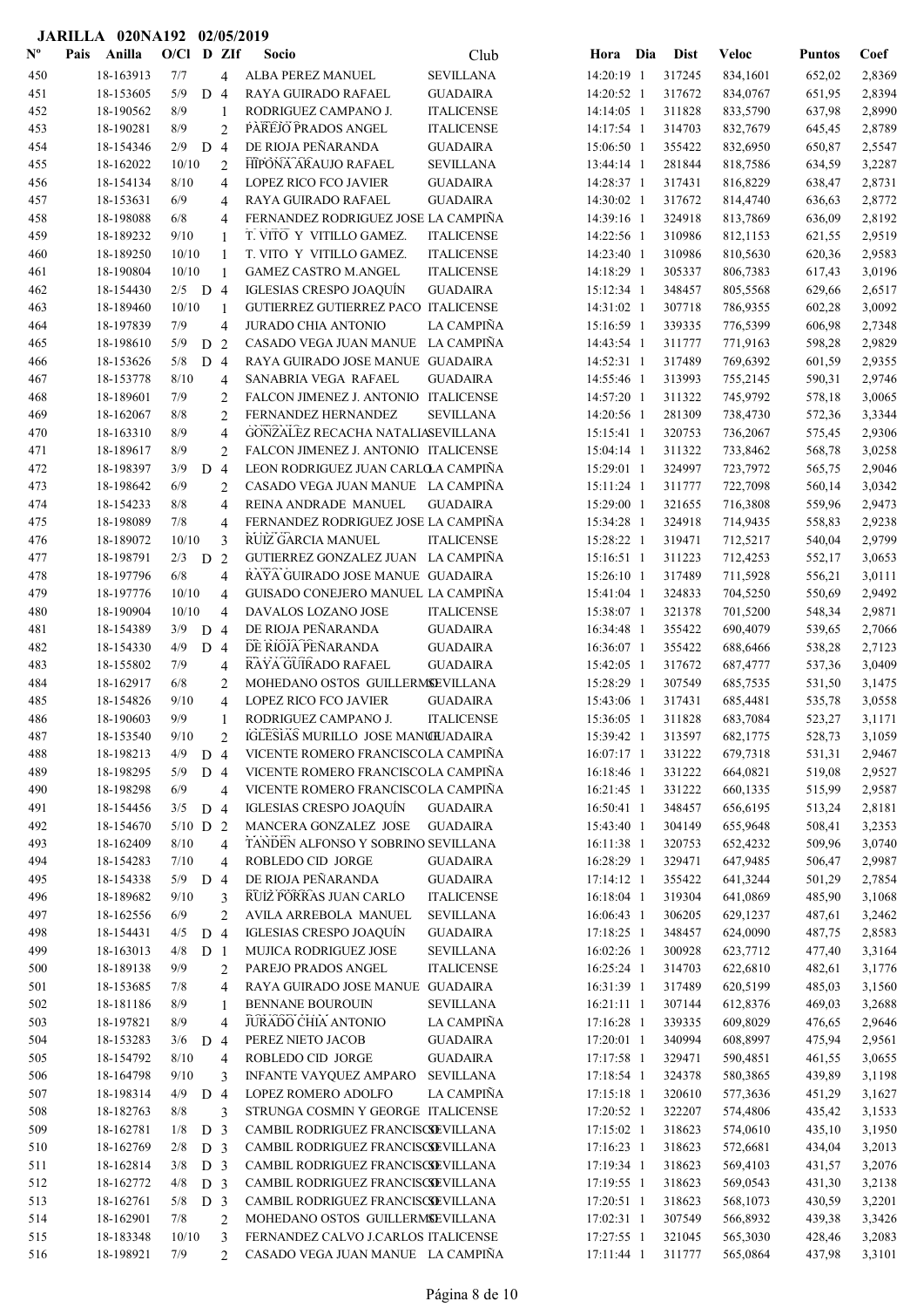**JARILLA 020NA192 02/05/2019**

| Nº | Pais | Anilla | O/Cl | D | ZIf | Socio | Club | Hora | Dia | Dist | Veloc | Puntos | Coef |
|---|---|---|---|---|---|---|---|---|---|---|---|---|---|
| 450 | | 18-163913 | 7/7 | | 4 | ALBA PEREZ MANUEL | SEVILLANA | 14:20:19 | 1 | 317245 | 834,1601 | 652,02 | 2,8369 |
| 451 | | 18-153605 | 5/9 | D | 4 | RAYA GUIRADO RAFAEL | GUADAIRA | 14:20:52 | 1 | 317672 | 834,0767 | 651,95 | 2,8394 |
| 452 | | 18-190562 | 8/9 | | 1 | RODRIGUEZ CAMPANO J. | ITALICENSE | 14:14:05 | 1 | 311828 | 833,5790 | 637,98 | 2,8990 |
| 453 | | 18-190281 | 8/9 | | 2 | PAREJO PRADOS ANGEL | ITALICENSE | 14:17:54 | 1 | 314703 | 832,7679 | 645,45 | 2,8789 |
| 454 | | 18-154346 | 2/9 | D | 4 | DE RIOJA PEÑARANDA | GUADAIRA | 15:06:50 | 1 | 355422 | 832,6950 | 650,87 | 2,5547 |
| 455 | | 18-162022 | 10/10 | | 2 | HIPONA ARAUJO RAFAEL | SEVILLANA | 13:44:14 | 1 | 281844 | 818,7586 | 634,59 | 3,2287 |
| 456 | | 18-154134 | 8/10 | | 4 | LOPEZ RICO FCO JAVIER | GUADAIRA | 14:28:37 | 1 | 317431 | 816,8229 | 638,47 | 2,8731 |
| 457 | | 18-153631 | 6/9 | | 4 | RAYA GUIRADO RAFAEL | GUADAIRA | 14:30:02 | 1 | 317672 | 814,4740 | 636,63 | 2,8772 |
| 458 | | 18-198088 | 6/8 | | 4 | FERNANDEZ RODRIGUEZ JOSE | LA CAMPIÑA | 14:39:16 | 1 | 324918 | 813,7869 | 636,09 | 2,8192 |
| 459 | | 18-189232 | 9/10 | | 1 | T. VITO Y VITILLO GAMEZ. | ITALICENSE | 14:22:56 | 1 | 310986 | 812,1153 | 621,55 | 2,9519 |
| 460 | | 18-189250 | 10/10 | | 1 | T. VITO Y VITILLO GAMEZ. | ITALICENSE | 14:23:40 | 1 | 310986 | 810,5630 | 620,36 | 2,9583 |
| 461 | | 18-190804 | 10/10 | | 1 | GAMEZ CASTRO M.ANGEL | ITALICENSE | 14:18:29 | 1 | 305337 | 806,7383 | 617,43 | 3,0196 |
| 462 | | 18-154430 | 2/5 | D | 4 | IGLESIAS CRESPO JOAQUÍN | GUADAIRA | 15:12:34 | 1 | 348457 | 805,5568 | 629,66 | 2,6517 |
| 463 | | 18-189460 | 10/10 | | 1 | GUTIERREZ GUTIERREZ PACO | ITALICENSE | 14:31:02 | 1 | 307718 | 786,9355 | 602,28 | 3,0092 |
| 464 | | 18-197839 | 7/9 | | 4 | JURADO CHIA ANTONIO | LA CAMPIÑA | 15:16:59 | 1 | 339335 | 776,5399 | 606,98 | 2,7348 |
| 465 | | 18-198610 | 5/9 | D | 2 | CASADO VEGA JUAN MANUE | LA CAMPIÑA | 14:43:54 | 1 | 311777 | 771,9163 | 598,28 | 2,9829 |
| 466 | | 18-153626 | 5/8 | D | 4 | RAYA GUIRADO JOSE MANUE | GUADAIRA | 14:52:31 | 1 | 317489 | 769,6392 | 601,59 | 2,9355 |
| 467 | | 18-153778 | 8/10 | | 4 | SANABRIA VEGA RAFAEL | GUADAIRA | 14:55:46 | 1 | 313993 | 755,2145 | 590,31 | 2,9746 |
| 468 | | 18-189601 | 7/9 | | 2 | FALCON JIMENEZ J. ANTONIO | ITALICENSE | 14:57:20 | 1 | 311322 | 745,9792 | 578,18 | 3,0065 |
| 469 | | 18-162067 | 8/8 | | 2 | FERNANDEZ HERNANDEZ | SEVILLANA | 14:20:56 | 1 | 281309 | 738,4730 | 572,36 | 3,3344 |
| 470 | | 18-163310 | 8/9 | | 4 | GONZALEZ RECACHA NATALIA | SEVILLANA | 15:15:41 | 1 | 320753 | 736,2067 | 575,45 | 2,9306 |
| 471 | | 18-189617 | 8/9 | | 2 | FALCON JIMENEZ J. ANTONIO | ITALICENSE | 15:04:14 | 1 | 311322 | 733,8462 | 568,78 | 3,0258 |
| 472 | | 18-198397 | 3/9 | D | 4 | LEON RODRIGUEZ JUAN CARLO | LA CAMPIÑA | 15:29:01 | 1 | 324997 | 723,7972 | 565,75 | 2,9046 |
| 473 | | 18-198642 | 6/9 | | 2 | CASADO VEGA JUAN MANUE | LA CAMPIÑA | 15:11:24 | 1 | 311777 | 722,7098 | 560,14 | 3,0342 |
| 474 | | 18-154233 | 8/8 | | 4 | REINA ANDRADE MANUEL | GUADAIRA | 15:29:00 | 1 | 321655 | 716,3808 | 559,96 | 2,9473 |
| 475 | | 18-198089 | 7/8 | | 4 | FERNANDEZ RODRIGUEZ JOSE | LA CAMPIÑA | 15:34:28 | 1 | 324918 | 714,9435 | 558,83 | 2,9238 |
| 476 | | 18-189072 | 10/10 | | 3 | RUIZ GARCIA MANUEL | ITALICENSE | 15:28:22 | 1 | 319471 | 712,5217 | 540,04 | 2,9799 |
| 477 | | 18-198791 | 2/3 | D | 2 | GUTIERREZ GONZALEZ JUAN | LA CAMPIÑA | 15:16:51 | 1 | 311223 | 712,4253 | 552,17 | 3,0653 |
| 478 | | 18-197796 | 6/8 | | 4 | RAYA GUIRADO JOSE MANUE | GUADAIRA | 15:26:10 | 1 | 317489 | 711,5928 | 556,21 | 3,0111 |
| 479 | | 18-197776 | 10/10 | | 4 | GUISADO CONEJERO MANUEL | LA CAMPIÑA | 15:41:04 | 1 | 324833 | 704,5250 | 550,69 | 2,9492 |
| 480 | | 18-190904 | 10/10 | | 4 | DAVALOS LOZANO JOSE | ITALICENSE | 15:38:07 | 1 | 321378 | 701,5200 | 548,34 | 2,9871 |
| 481 | | 18-154389 | 3/9 | D | 4 | DE RIOJA PEÑARANDA | GUADAIRA | 16:34:48 | 1 | 355422 | 690,4079 | 539,65 | 2,7066 |
| 482 | | 18-154330 | 4/9 | D | 4 | DE RIOJA PEÑARANDA | GUADAIRA | 16:36:07 | 1 | 355422 | 688,6466 | 538,28 | 2,7123 |
| 483 | | 18-155802 | 7/9 | | 4 | RAYA GUIRADO RAFAEL | GUADAIRA | 15:42:05 | 1 | 317672 | 687,4777 | 537,36 | 3,0409 |
| 484 | | 18-162917 | 6/8 | | 2 | MOHEDANO OSTOS GUILLERMO | SEVILLANA | 15:28:29 | 1 | 307549 | 685,7535 | 531,50 | 3,1475 |
| 485 | | 18-154826 | 9/10 | | 4 | LOPEZ RICO FCO JAVIER | GUADAIRA | 15:43:06 | 1 | 317431 | 685,4481 | 535,78 | 3,0558 |
| 486 | | 18-190603 | 9/9 | | 1 | RODRIGUEZ CAMPANO J. | ITALICENSE | 15:36:05 | 1 | 311828 | 683,7084 | 523,27 | 3,1171 |
| 487 | | 18-153540 | 9/10 | | 2 | IGLESIAS MURILLO JOSE MANU | GUADAIRA | 15:39:42 | 1 | 313597 | 682,1775 | 528,73 | 3,1059 |
| 488 | | 18-198213 | 4/9 | D | 4 | VICENTE ROMERO FRANCISCO | LA CAMPIÑA | 16:07:17 | 1 | 331222 | 679,7318 | 531,31 | 2,9467 |
| 489 | | 18-198295 | 5/9 | D | 4 | VICENTE ROMERO FRANCISCO | LA CAMPIÑA | 16:18:46 | 1 | 331222 | 664,0821 | 519,08 | 2,9527 |
| 490 | | 18-198298 | 6/9 | | 4 | VICENTE ROMERO FRANCISCO | LA CAMPIÑA | 16:21:45 | 1 | 331222 | 660,1335 | 515,99 | 2,9587 |
| 491 | | 18-154456 | 3/5 | D | 4 | IGLESIAS CRESPO JOAQUÍN | GUADAIRA | 16:50:41 | 1 | 348457 | 656,6195 | 513,24 | 2,8181 |
| 492 | | 18-154670 | 5/10 | D | 2 | MANCERA GONZALEZ JOSE | GUADAIRA | 15:43:40 | 1 | 304149 | 655,9648 | 508,41 | 3,2353 |
| 493 | | 18-162409 | 8/10 | | 4 | TANDEN ALFONSO Y SOBRINO | SEVILLANA | 16:11:38 | 1 | 320753 | 652,4232 | 509,96 | 3,0740 |
| 494 | | 18-154283 | 7/10 | | 4 | ROBLEDO CID JORGE | GUADAIRA | 16:28:29 | 1 | 329471 | 647,9485 | 506,47 | 2,9987 |
| 495 | | 18-154338 | 5/9 | D | 4 | DE RIOJA PEÑARANDA | GUADAIRA | 17:14:12 | 1 | 355422 | 641,3244 | 501,29 | 2,7854 |
| 496 | | 18-189682 | 9/10 | | 3 | RUIZ PORRAS JUAN CARLO | ITALICENSE | 16:18:04 | 1 | 319304 | 641,0869 | 485,90 | 3,1068 |
| 497 | | 18-162556 | 6/9 | | 2 | AVILA ARREBOLA MANUEL | SEVILLANA | 16:06:43 | 1 | 306205 | 629,1237 | 487,61 | 3,2462 |
| 498 | | 18-154431 | 4/5 | D | 4 | IGLESIAS CRESPO JOAQUÍN | GUADAIRA | 17:18:25 | 1 | 348457 | 624,0090 | 487,75 | 2,8583 |
| 499 | | 18-163013 | 4/8 | D | 1 | MUJICA RODRIGUEZ JOSE | SEVILLANA | 16:02:26 | 1 | 300928 | 623,7712 | 477,40 | 3,3164 |
| 500 | | 18-189138 | 9/9 | | 2 | PAREJO PRADOS ANGEL | ITALICENSE | 16:25:24 | 1 | 314703 | 622,6810 | 482,61 | 3,1776 |
| 501 | | 18-153685 | 7/8 | | 4 | RAYA GUIRADO JOSE MANUE | GUADAIRA | 16:31:39 | 1 | 317489 | 620,5199 | 485,03 | 3,1560 |
| 502 | | 18-181186 | 8/9 | | 1 | BENNANE BOUROUIN | SEVILLANA | 16:21:11 | 1 | 307144 | 612,8376 | 469,03 | 3,2688 |
| 503 | | 18-197821 | 8/9 | | 4 | JURADO CHIA ANTONIO | LA CAMPIÑA | 17:16:28 | 1 | 339335 | 609,8029 | 476,65 | 2,9646 |
| 504 | | 18-153283 | 3/6 | D | 4 | PEREZ NIETO JACOB | GUADAIRA | 17:20:01 | 1 | 340994 | 608,8997 | 475,94 | 2,9561 |
| 505 | | 18-154792 | 8/10 | | 4 | ROBLEDO CID JORGE | GUADAIRA | 17:17:58 | 1 | 329471 | 590,4851 | 461,55 | 3,0655 |
| 506 | | 18-164798 | 9/10 | | 3 | INFANTE VAYQUEZ AMPARO | SEVILLANA | 17:18:54 | 1 | 324378 | 580,3865 | 439,89 | 3,1198 |
| 507 | | 18-198314 | 4/9 | D | 4 | LOPEZ ROMERO ADOLFO | LA CAMPIÑA | 17:15:18 | 1 | 320610 | 577,3636 | 451,29 | 3,1627 |
| 508 | | 18-182763 | 8/8 | | 3 | STRUNGA COSMIN Y GEORGE | ITALICENSE | 17:20:52 | 1 | 322207 | 574,4806 | 435,42 | 3,1533 |
| 509 | | 18-162781 | 1/8 | D | 3 | CAMBIL RODRIGUEZ FRANCISCO | SEVILLANA | 17:15:02 | 1 | 318623 | 574,0610 | 435,10 | 3,1950 |
| 510 | | 18-162769 | 2/8 | D | 3 | CAMBIL RODRIGUEZ FRANCISCO | SEVILLANA | 17:16:23 | 1 | 318623 | 572,6681 | 434,04 | 3,2013 |
| 511 | | 18-162814 | 3/8 | D | 3 | CAMBIL RODRIGUEZ FRANCISCO | SEVILLANA | 17:19:34 | 1 | 318623 | 569,4103 | 431,57 | 3,2076 |
| 512 | | 18-162772 | 4/8 | D | 3 | CAMBIL RODRIGUEZ FRANCISCO | SEVILLANA | 17:19:55 | 1 | 318623 | 569,0543 | 431,30 | 3,2138 |
| 513 | | 18-162761 | 5/8 | D | 3 | CAMBIL RODRIGUEZ FRANCISCO | SEVILLANA | 17:20:51 | 1 | 318623 | 568,1073 | 430,59 | 3,2201 |
| 514 | | 18-162901 | 7/8 | | 2 | MOHEDANO OSTOS GUILLERMO | SEVILLANA | 17:02:31 | 1 | 307549 | 566,8932 | 439,38 | 3,3426 |
| 515 | | 18-183348 | 10/10 | | 3 | FERNANDEZ CALVO J.CARLOS | ITALICENSE | 17:27:55 | 1 | 321045 | 565,3030 | 428,46 | 3,2083 |
| 516 | | 18-198921 | 7/9 | | 2 | CASADO VEGA JUAN MANUE | LA CAMPIÑA | 17:11:44 | 1 | 311777 | 565,0864 | 437,98 | 3,3101 |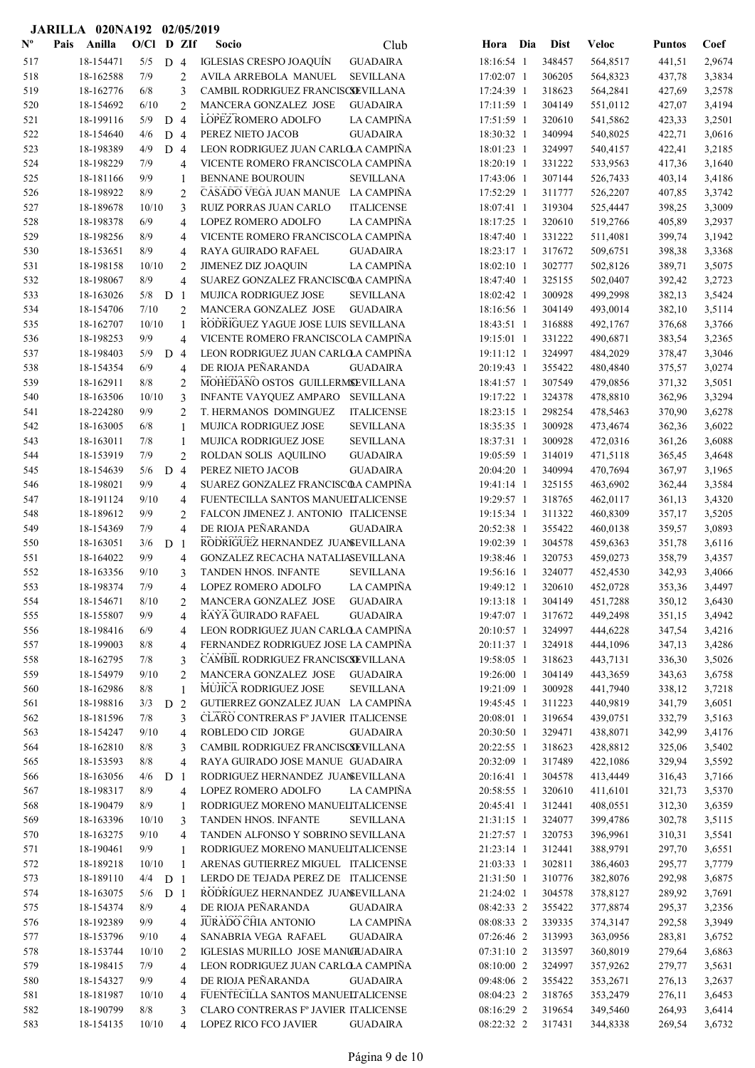**JARILLA 020NA192 02/05/2019**

| Nº | Pais | Anilla | O/Cl | D | ZIf | Socio | Club | Hora | Dia | Dist | Veloc | Puntos | Coef |
|---|---|---|---|---|---|---|---|---|---|---|---|---|---|
| 517 | | 18-154471 | 5/5 | D | 4 | IGLESIAS CRESPO JOAQUÍN | GUADAIRA | 18:16:54 | 1 | 348457 | 564,8517 | 441,51 | 2,9674 |
| 518 | | 18-162588 | 7/9 | | 2 | AVILA ARREBOLA MANUEL | SEVILLANA | 17:02:07 | 1 | 306205 | 564,8323 | 437,78 | 3,3834 |
| 519 | | 18-162776 | 6/8 | | 3 | CAMBIL RODRIGUEZ FRANCISCO | SEVILLANA | 17:24:39 | 1 | 318623 | 564,2841 | 427,69 | 3,2578 |
| 520 | | 18-154692 | 6/10 | | 2 | MANCERA GONZALEZ JOSE | GUADAIRA | 17:11:59 | 1 | 304149 | 551,0112 | 427,07 | 3,4194 |
| 521 | | 18-199116 | 5/9 | D | 4 | LOPEZ ROMERO ADOLFO | LA CAMPIÑA | 17:51:59 | 1 | 320610 | 541,5862 | 423,33 | 3,2501 |
| 522 | | 18-154640 | 4/6 | D | 4 | PEREZ NIETO JACOB | GUADAIRA | 18:30:32 | 1 | 340994 | 540,8025 | 422,71 | 3,0616 |
| 523 | | 18-198389 | 4/9 | D | 4 | LEON RODRIGUEZ JUAN CARLOS | LA CAMPIÑA | 18:01:23 | 1 | 324997 | 540,4157 | 422,41 | 3,2185 |
| 524 | | 18-198229 | 7/9 | | 4 | VICENTE ROMERO FRANCISCO | LA CAMPIÑA | 18:20:19 | 1 | 331222 | 533,9563 | 417,36 | 3,1640 |
| 525 | | 18-181166 | 9/9 | | 1 | BENNANE BOUROUIN | SEVILLANA | 17:43:06 | 1 | 307144 | 526,7433 | 403,14 | 3,4186 |
| 526 | | 18-198922 | 8/9 | | 2 | CASADO VEGA JUAN MANUE | LA CAMPIÑA | 17:52:29 | 1 | 311777 | 526,2207 | 407,85 | 3,3742 |
| 527 | | 18-189678 | 10/10 | | 3 | RUIZ PORRAS JUAN CARLO | ITALICENSE | 18:07:41 | 1 | 319304 | 525,4447 | 398,25 | 3,3009 |
| 528 | | 18-198378 | 6/9 | | 4 | LOPEZ ROMERO ADOLFO | LA CAMPIÑA | 18:17:25 | 1 | 320610 | 519,2766 | 405,89 | 3,2937 |
| 529 | | 18-198256 | 8/9 | | 4 | VICENTE ROMERO FRANCISCO | LA CAMPIÑA | 18:47:40 | 1 | 331222 | 511,4081 | 399,74 | 3,1942 |
| 530 | | 18-153651 | 8/9 | | 4 | RAYA GUIRADO RAFAEL | GUADAIRA | 18:23:17 | 1 | 317672 | 509,6751 | 398,38 | 3,3368 |
| 531 | | 18-198158 | 10/10 | | 2 | JIMENEZ DIZ JOAQUIN | LA CAMPIÑA | 18:02:10 | 1 | 302777 | 502,8126 | 389,71 | 3,5075 |
| 532 | | 18-198067 | 8/9 | | 4 | SUAREZ GONZALEZ FRANCISCO | LA CAMPIÑA | 18:47:40 | 1 | 325155 | 502,0407 | 392,42 | 3,2723 |
| 533 | | 18-163026 | 5/8 | D | 1 | MUJICA RODRIGUEZ JOSE | SEVILLANA | 18:02:42 | 1 | 300928 | 499,2998 | 382,13 | 3,5424 |
| 534 | | 18-154706 | 7/10 | | 2 | MANCERA GONZALEZ JOSE | GUADAIRA | 18:16:56 | 1 | 304149 | 493,0014 | 382,10 | 3,5114 |
| 535 | | 18-162707 | 10/10 | | 1 | RODRIGUEZ YAGUE JOSE LUIS | SEVILLANA | 18:43:51 | 1 | 316888 | 492,1767 | 376,68 | 3,3766 |
| 536 | | 18-198253 | 9/9 | | 4 | VICENTE ROMERO FRANCISCO | LA CAMPIÑA | 19:15:01 | 1 | 331222 | 490,6871 | 383,54 | 3,2365 |
| 537 | | 18-198403 | 5/9 | D | 4 | LEON RODRIGUEZ JUAN CARLOS | LA CAMPIÑA | 19:11:12 | 1 | 324997 | 484,2029 | 378,47 | 3,3046 |
| 538 | | 18-154354 | 6/9 | | 4 | DE RIOJA PEÑARANDA | GUADAIRA | 20:19:43 | 1 | 355422 | 480,4840 | 375,57 | 3,0274 |
| 539 | | 18-162911 | 8/8 | | 2 | MOHEDANO OSTOS GUILLERMO | SEVILLANA | 18:41:57 | 1 | 307549 | 479,0856 | 371,32 | 3,5051 |
| 540 | | 18-163506 | 10/10 | | 3 | INFANTE VAYQUEZ AMPARO | SEVILLANA | 19:17:22 | 1 | 324378 | 478,8810 | 362,96 | 3,3294 |
| 541 | | 18-224280 | 9/9 | | 2 | T. HERMANOS DOMINGUEZ | ITALICENSE | 18:23:15 | 1 | 298254 | 478,5463 | 370,90 | 3,6278 |
| 542 | | 18-163005 | 6/8 | | 1 | MUJICA RODRIGUEZ JOSE | SEVILLANA | 18:35:35 | 1 | 300928 | 473,4674 | 362,36 | 3,6022 |
| 543 | | 18-163011 | 7/8 | | 1 | MUJICA RODRIGUEZ JOSE | SEVILLANA | 18:37:31 | 1 | 300928 | 472,0316 | 361,26 | 3,6088 |
| 544 | | 18-153919 | 7/9 | | 2 | ROLDAN SOLIS AQUILINO | GUADAIRA | 19:05:59 | 1 | 314019 | 471,5118 | 365,45 | 3,4648 |
| 545 | | 18-154639 | 5/6 | D | 4 | PEREZ NIETO JACOB | GUADAIRA | 20:04:20 | 1 | 340994 | 470,7694 | 367,97 | 3,1965 |
| 546 | | 18-198021 | 9/9 | | 4 | SUAREZ GONZALEZ FRANCISCO | LA CAMPIÑA | 19:41:14 | 1 | 325155 | 463,6902 | 362,44 | 3,3584 |
| 547 | | 18-191124 | 9/10 | | 4 | FUENTECILLA SANTOS MANUEL | ITALICENSE | 19:29:57 | 1 | 318765 | 462,0117 | 361,13 | 3,4320 |
| 548 | | 18-189612 | 9/9 | | 2 | FALCON JIMENEZ J. ANTONIO | ITALICENSE | 19:15:34 | 1 | 311322 | 460,8309 | 357,17 | 3,5205 |
| 549 | | 18-154369 | 7/9 | | 4 | DE RIOJA PEÑARANDA | GUADAIRA | 20:52:38 | 1 | 355422 | 460,0138 | 359,57 | 3,0893 |
| 550 | | 18-163051 | 3/6 | D | 1 | RODRIGUEZ HERNANDEZ JUAN | SEVILLANA | 19:02:39 | 1 | 304578 | 459,6363 | 351,78 | 3,6116 |
| 551 | | 18-164022 | 9/9 | | 4 | GONZALEZ RECACHA NATALIA | SEVILLANA | 19:38:46 | 1 | 320753 | 459,0273 | 358,79 | 3,4357 |
| 552 | | 18-163356 | 9/10 | | 3 | TANDEN HNOS. INFANTE | SEVILLANA | 19:56:16 | 1 | 324077 | 452,4530 | 342,93 | 3,4066 |
| 553 | | 18-198374 | 7/9 | | 4 | LOPEZ ROMERO ADOLFO | LA CAMPIÑA | 19:49:12 | 1 | 320610 | 452,0728 | 353,36 | 3,4497 |
| 554 | | 18-154671 | 8/10 | | 2 | MANCERA GONZALEZ JOSE | GUADAIRA | 19:13:18 | 1 | 304149 | 451,7288 | 350,12 | 3,6430 |
| 555 | | 18-155807 | 9/9 | | 4 | RAYA GUIRADO RAFAEL | GUADAIRA | 19:47:07 | 1 | 317672 | 449,2498 | 351,15 | 3,4942 |
| 556 | | 18-198416 | 6/9 | | 4 | LEON RODRIGUEZ JUAN CARLOS | LA CAMPIÑA | 20:10:57 | 1 | 324997 | 444,6228 | 347,54 | 3,4216 |
| 557 | | 18-199003 | 8/8 | | 4 | FERNANDEZ RODRIGUEZ JOSE | LA CAMPIÑA | 20:11:37 | 1 | 324918 | 444,1096 | 347,13 | 3,4286 |
| 558 | | 18-162795 | 7/8 | | 3 | CAMBIL RODRIGUEZ FRANCISCO | SEVILLANA | 19:58:05 | 1 | 318623 | 443,7131 | 336,30 | 3,5026 |
| 559 | | 18-154979 | 9/10 | | 2 | MANCERA GONZALEZ JOSE | GUADAIRA | 19:26:00 | 1 | 304149 | 443,3659 | 343,63 | 3,6758 |
| 560 | | 18-162986 | 8/8 | | 1 | MUJICA RODRIGUEZ JOSE | SEVILLANA | 19:21:09 | 1 | 300928 | 441,7940 | 338,12 | 3,7218 |
| 561 | | 18-198816 | 3/3 | D | 2 | GUTIERREZ GONZALEZ JUAN | LA CAMPIÑA | 19:45:45 | 1 | 311223 | 440,9819 | 341,79 | 3,6051 |
| 562 | | 18-181596 | 7/8 | | 3 | CLARO CONTRERAS Fº JAVIER | ITALICENSE | 20:08:01 | 1 | 319654 | 439,0751 | 332,79 | 3,5163 |
| 563 | | 18-154247 | 9/10 | | 4 | ROBLEDO CID JORGE | GUADAIRA | 20:30:50 | 1 | 329471 | 438,8071 | 342,99 | 3,4176 |
| 564 | | 18-162810 | 8/8 | | 3 | CAMBIL RODRIGUEZ FRANCISCO | SEVILLANA | 20:22:55 | 1 | 318623 | 428,8812 | 325,06 | 3,5402 |
| 565 | | 18-153593 | 8/8 | | 4 | RAYA GUIRADO JOSE MANUE | GUADAIRA | 20:32:09 | 1 | 317489 | 422,1086 | 329,94 | 3,5592 |
| 566 | | 18-163056 | 4/6 | D | 1 | RODRIGUEZ HERNANDEZ JUAN | SEVILLANA | 20:16:41 | 1 | 304578 | 413,4449 | 316,43 | 3,7166 |
| 567 | | 18-198317 | 8/9 | | 4 | LOPEZ ROMERO ADOLFO | LA CAMPIÑA | 20:58:55 | 1 | 320610 | 411,6101 | 321,73 | 3,5370 |
| 568 | | 18-190479 | 8/9 | | 1 | RODRIGUEZ MORENO MANUEL | ITALICENSE | 20:45:41 | 1 | 312441 | 408,0551 | 312,30 | 3,6359 |
| 569 | | 18-163396 | 10/10 | | 3 | TANDEN HNOS. INFANTE | SEVILLANA | 21:31:15 | 1 | 324077 | 399,4786 | 302,78 | 3,5115 |
| 570 | | 18-163275 | 9/10 | | 4 | TANDEN ALFONSO Y SOBRINO | SEVILLANA | 21:27:57 | 1 | 320753 | 396,9961 | 310,31 | 3,5541 |
| 571 | | 18-190461 | 9/9 | | 1 | RODRIGUEZ MORENO MANUEL | ITALICENSE | 21:23:14 | 1 | 312441 | 388,9791 | 297,70 | 3,6551 |
| 572 | | 18-189218 | 10/10 | | 1 | ARENAS GUTIERREZ MIGUEL | ITALICENSE | 21:03:33 | 1 | 302811 | 386,4603 | 295,77 | 3,7779 |
| 573 | | 18-189110 | 4/4 | D | 1 | LERDO DE TEJADA PEREZ DE | ITALICENSE | 21:31:50 | 1 | 310776 | 382,8076 | 292,98 | 3,6875 |
| 574 | | 18-163075 | 5/6 | D | 1 | RODRIGUEZ HERNANDEZ JUAN | SEVILLANA | 21:24:02 | 1 | 304578 | 378,8127 | 289,92 | 3,7691 |
| 575 | | 18-154374 | 8/9 | | 4 | DE RIOJA PEÑARANDA | GUADAIRA | 08:42:33 | 2 | 355422 | 377,8874 | 295,37 | 3,2356 |
| 576 | | 18-192389 | 9/9 | | 4 | JURADO CHIA ANTONIO | LA CAMPIÑA | 08:08:33 | 2 | 339335 | 374,3147 | 292,58 | 3,3949 |
| 577 | | 18-153796 | 9/10 | | 4 | SANABRIA VEGA RAFAEL | GUADAIRA | 07:26:46 | 2 | 313993 | 363,0956 | 283,81 | 3,6752 |
| 578 | | 18-153744 | 10/10 | | 2 | IGLESIAS MURILLO JOSE MANUEL | GUADAIRA | 07:31:10 | 2 | 313597 | 360,8019 | 279,64 | 3,6863 |
| 579 | | 18-198415 | 7/9 | | 4 | LEON RODRIGUEZ JUAN CARLOS | LA CAMPIÑA | 08:10:00 | 2 | 324997 | 357,9262 | 279,77 | 3,5631 |
| 580 | | 18-154327 | 9/9 | | 4 | DE RIOJA PEÑARANDA | GUADAIRA | 09:48:06 | 2 | 355422 | 353,2671 | 276,13 | 3,2637 |
| 581 | | 18-181987 | 10/10 | | 4 | FUENTECILLA SANTOS MANUEL | ITALICENSE | 08:04:23 | 2 | 318765 | 353,2479 | 276,11 | 3,6453 |
| 582 | | 18-190799 | 8/8 | | 3 | CLARO CONTRERAS Fº JAVIER | ITALICENSE | 08:16:29 | 2 | 319654 | 349,5460 | 264,93 | 3,6414 |
| 583 | | 18-154135 | 10/10 | | 4 | LOPEZ RICO FCO JAVIER | GUADAIRA | 08:22:32 | 2 | 317431 | 344,8338 | 269,54 | 3,6732 |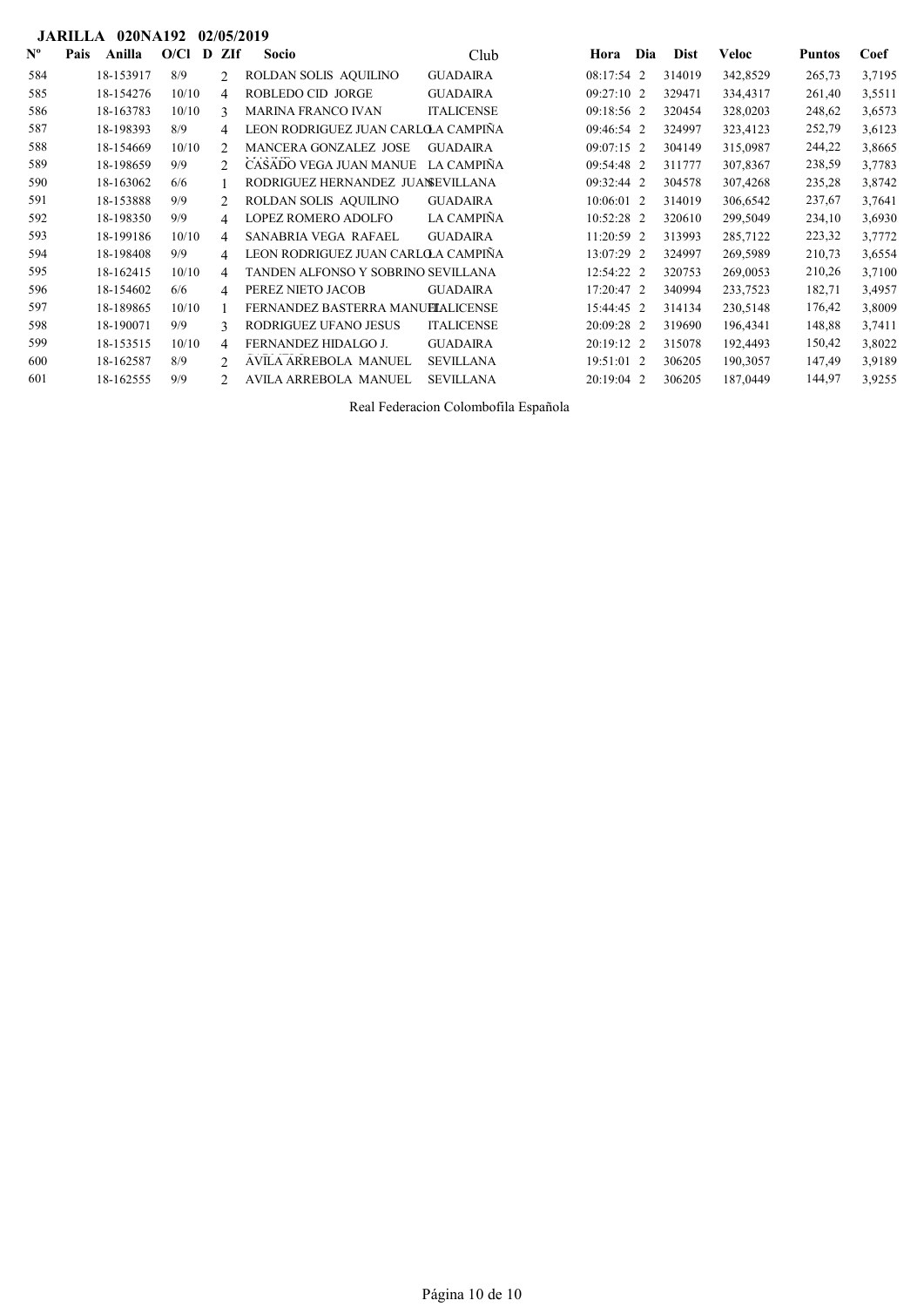**JARILLA 020NA192 02/05/2019**

| Nº | Pais | Anilla | O/Cl | D | ZIf | Socio | Club | Hora | Dia | Dist | Veloc | Puntos | Coef |
|---|---|---|---|---|---|---|---|---|---|---|---|---|---|
| 584 | | 18-153917 | 8/9 | | 2 | ROLDAN SOLIS AQUILINO | GUADAIRA | 08:17:54 | 2 | 314019 | 342,8529 | 265,73 | 3,7195 |
| 585 | | 18-154276 | 10/10 | | 4 | ROBLEDO CID JORGE | GUADAIRA | 09:27:10 | 2 | 329471 | 334,4317 | 261,40 | 3,5511 |
| 586 | | 18-163783 | 10/10 | | 3 | MARINA FRANCO IVAN | ITALICENSE | 09:18:56 | 2 | 320454 | 328,0203 | 248,62 | 3,6573 |
| 587 | | 18-198393 | 8/9 | | 4 | LEON RODRIGUEZ JUAN CARLO | LA CAMPIÑA | 09:46:54 | 2 | 324997 | 323,4123 | 252,79 | 3,6123 |
| 588 | | 18-154669 | 10/10 | | 2 | MANCERA GONZALEZ JOSE | GUADAIRA | 09:07:15 | 2 | 304149 | 315,0987 | 244,22 | 3,8665 |
| 589 | | 18-198659 | 9/9 | | 2 | CASADO VEGA JUAN MANUE | LA CAMPIÑA | 09:54:48 | 2 | 311777 | 307,8367 | 238,59 | 3,7783 |
| 590 | | 18-163062 | 6/6 | | 1 | RODRIGUEZ HERNANDEZ JUAN | SEVILLANA | 09:32:44 | 2 | 304578 | 307,4268 | 235,28 | 3,8742 |
| 591 | | 18-153888 | 9/9 | | 2 | ROLDAN SOLIS AQUILINO | GUADAIRA | 10:06:01 | 2 | 314019 | 306,6542 | 237,67 | 3,7641 |
| 592 | | 18-198350 | 9/9 | | 4 | LOPEZ ROMERO ADOLFO | LA CAMPIÑA | 10:52:28 | 2 | 320610 | 299,5049 | 234,10 | 3,6930 |
| 593 | | 18-199186 | 10/10 | | 4 | SANABRIA VEGA RAFAEL | GUADAIRA | 11:20:59 | 2 | 313993 | 285,7122 | 223,32 | 3,7772 |
| 594 | | 18-198408 | 9/9 | | 4 | LEON RODRIGUEZ JUAN CARLO | LA CAMPIÑA | 13:07:29 | 2 | 324997 | 269,5989 | 210,73 | 3,6554 |
| 595 | | 18-162415 | 10/10 | | 4 | TANDEN ALFONSO Y SOBRINO | SEVILLANA | 12:54:22 | 2 | 320753 | 269,0053 | 210,26 | 3,7100 |
| 596 | | 18-154602 | 6/6 | | 4 | PEREZ NIETO JACOB | GUADAIRA | 17:20:47 | 2 | 340994 | 233,7523 | 182,71 | 3,4957 |
| 597 | | 18-189865 | 10/10 | | 1 | FERNANDEZ BASTERRA MANUEL | ITALICENSE | 15:44:45 | 2 | 314134 | 230,5148 | 176,42 | 3,8009 |
| 598 | | 18-190071 | 9/9 | | 3 | RODRIGUEZ UFANO JESUS | ITALICENSE | 20:09:28 | 2 | 319690 | 196,4341 | 148,88 | 3,7411 |
| 599 | | 18-153515 | 10/10 | | 4 | FERNANDEZ HIDALGO J. | GUADAIRA | 20:19:12 | 2 | 315078 | 192,4493 | 150,42 | 3,8022 |
| 600 | | 18-162587 | 8/9 | | 2 | AVILA ARREBOLA MANUEL | SEVILLANA | 19:51:01 | 2 | 306205 | 190,3057 | 147,49 | 3,9189 |
| 601 | | 18-162555 | 9/9 | | 2 | AVILA ARREBOLA MANUEL | SEVILLANA | 20:19:04 | 2 | 306205 | 187,0449 | 144,97 | 3,9255 |

Real Federacion Colombofila Española